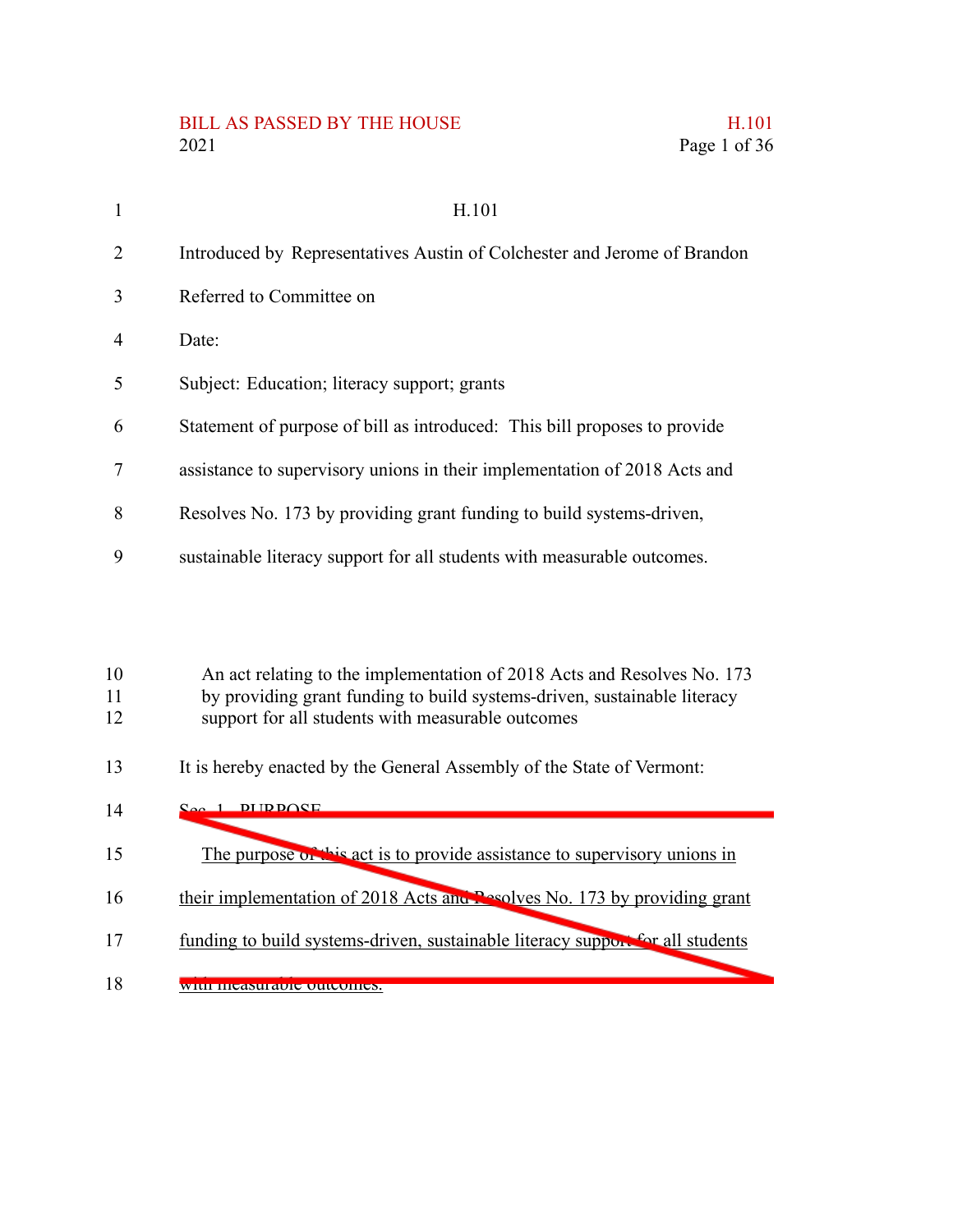H.101

Introduced by Representatives Austin of Colchester and Jerome of Brandon

Referred to Committee on

Date:

Subject: Education; literacy support; grants

Statement of purpose of bill as introduced: This bill proposes to provide assistance to supervisory unions in their implementation of 2018 Acts and Resolves No. 173 by providing grant funding to build systems-driven, sustainable literacy support for all students with measurable outcomes.

An act relating to the implementation of 2018 Acts and Resolves No. 173 by providing grant funding to build systems-driven, sustainable literacy support for all students with measurable outcomes

It is hereby enacted by the General Assembly of the State of Vermont:

~~Sec. 1. PURPOSE~~

~~The purpose of this act is to provide assistance to supervisory unions in their implementation of 2018 Acts and Resolves No. 173 by providing grant funding to build systems-driven, sustainable literacy support for all students with measurable outcomes.~~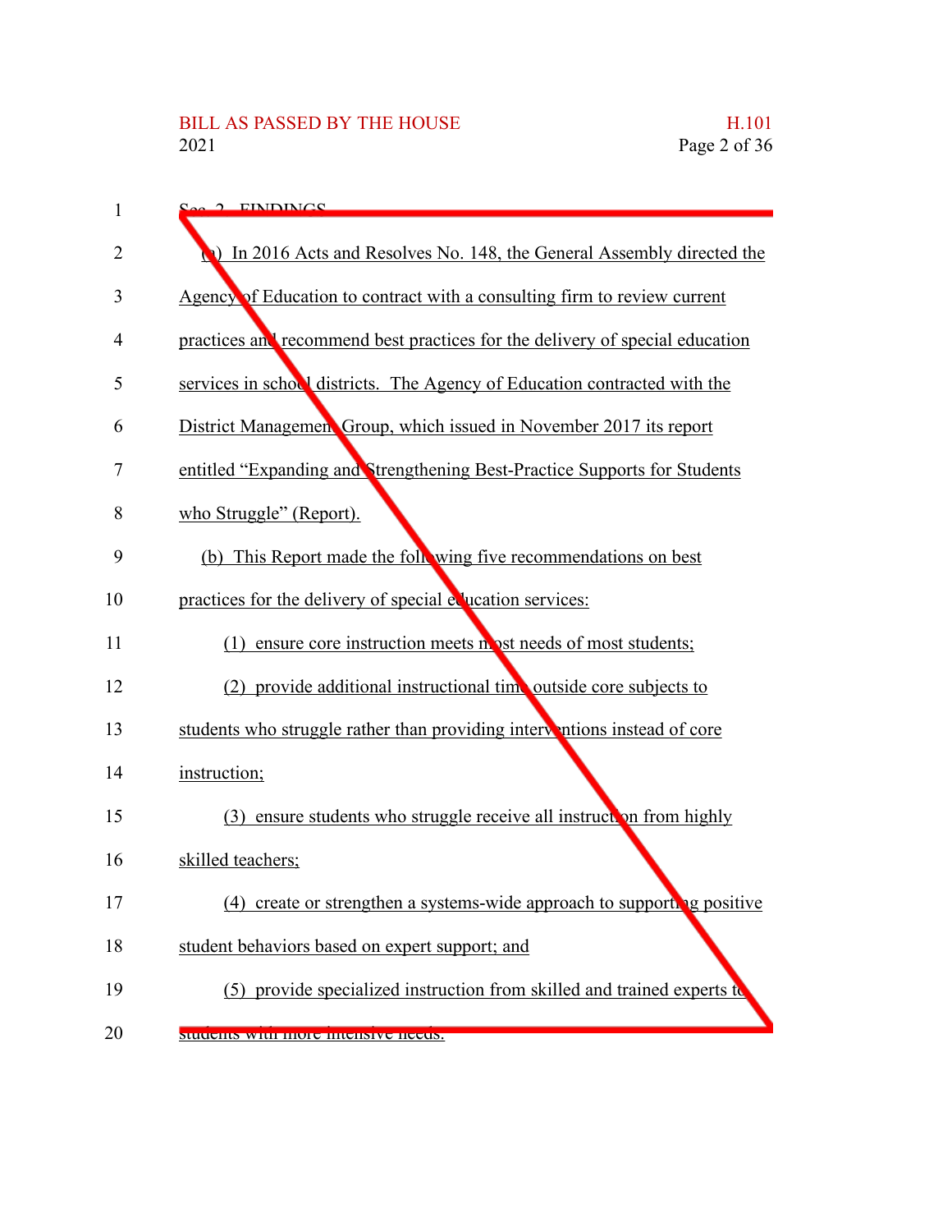Sec. 2. FINDINGS

(a) In 2016 Acts and Resolves No. 148, the General Assembly directed the Agency of Education to contract with a consulting firm to review current practices and recommend best practices for the delivery of special education services in school districts. The Agency of Education contracted with the District Management Group, which issued in November 2017 its report entitled "Expanding and Strengthening Best-Practice Supports for Students who Struggle" (Report).

(b) This Report made the following five recommendations on best practices for the delivery of special education services:

(1) ensure core instruction meets most needs of most students;

(2) provide additional instructional time outside core subjects to students who struggle rather than providing interventions instead of core instruction;

(3) ensure students who struggle receive all instruction from highly skilled teachers;

(4) create or strengthen a systems-wide approach to supporting positive student behaviors based on expert support; and

(5) provide specialized instruction from skilled and trained experts to students with more intensive needs.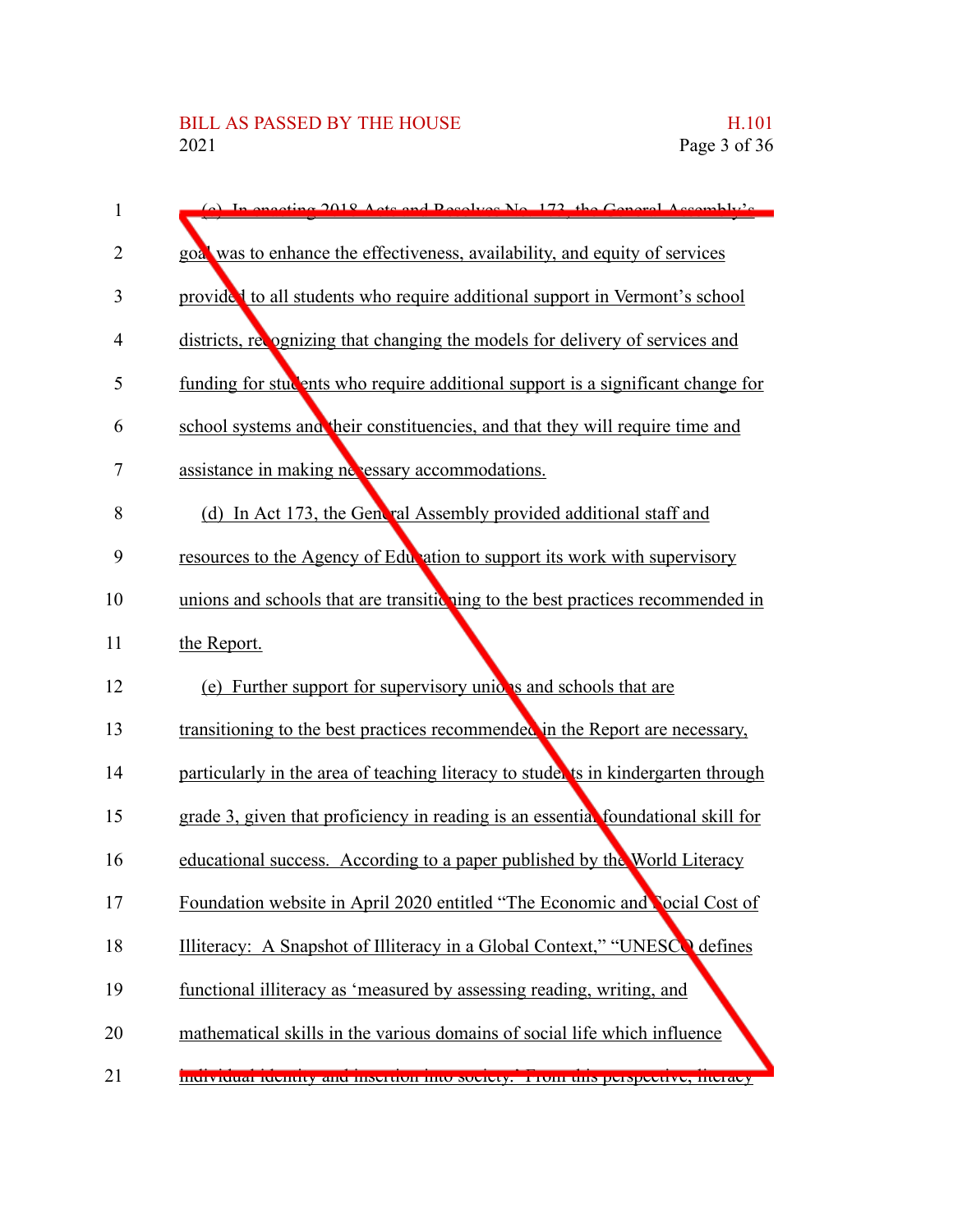(c) In enacting 2018 Acts and Resolves No. 173, the General Assembly's goal was to enhance the effectiveness, availability, and equity of services provided to all students who require additional support in Vermont's school districts, recognizing that changing the models for delivery of services and funding for students who require additional support is a significant change for school systems and their constituencies, and that they will require time and assistance in making necessary accommodations.

(d) In Act 173, the General Assembly provided additional staff and resources to the Agency of Education to support its work with supervisory unions and schools that are transitioning to the best practices recommended in the Report.

(e) Further support for supervisory unions and schools that are transitioning to the best practices recommended in the Report are necessary, particularly in the area of teaching literacy to students in kindergarten through grade 3, given that proficiency in reading is an essential foundational skill for educational success. According to a paper published by the World Literacy Foundation website in April 2020 entitled "The Economic and Social Cost of Illiteracy: A Snapshot of Illiteracy in a Global Context," "UNESCO defines functional illiteracy as 'measured by assessing reading, writing, and mathematical skills in the various domains of social life which influence individual identity and insertion into society.' From this perspective, literacy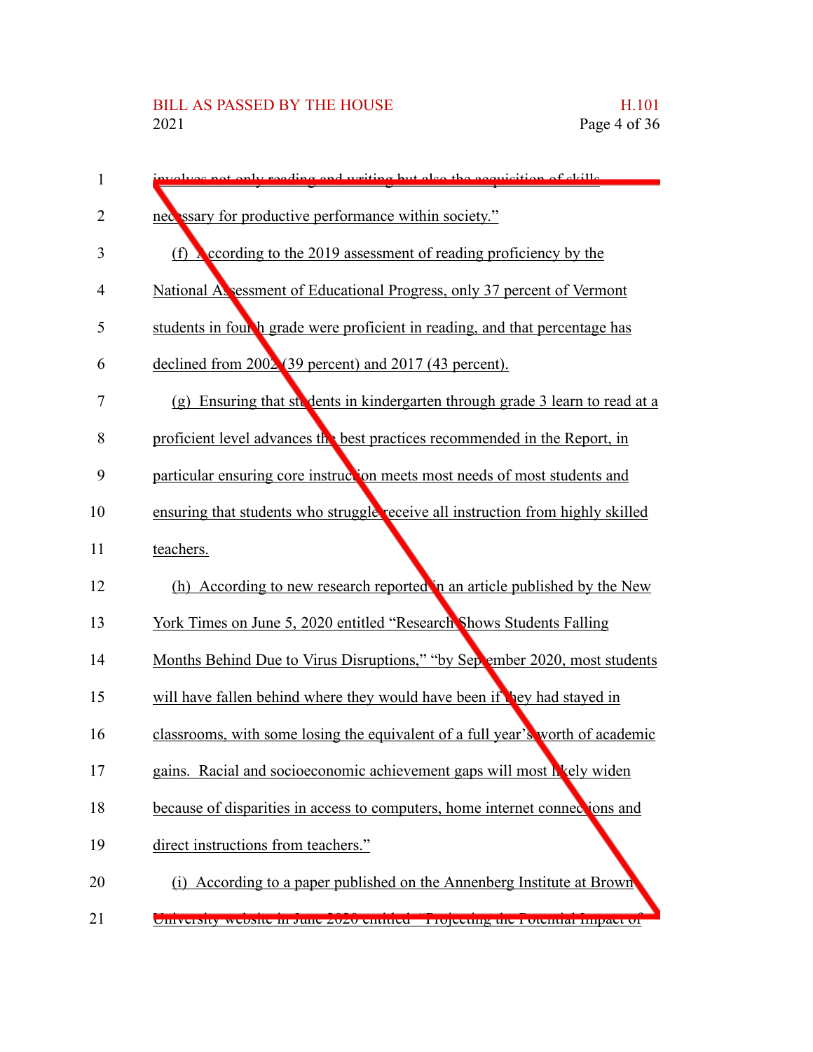involves not only reading and writing but also the acquisition of skills necessary for productive performance within society."

(f) According to the 2019 assessment of reading proficiency by the National Assessment of Educational Progress, only 37 percent of Vermont students in fourth grade were proficient in reading, and that percentage has declined from 2002 (39 percent) and 2017 (43 percent).

(g) Ensuring that students in kindergarten through grade 3 learn to read at a proficient level advances the best practices recommended in the Report, in particular ensuring core instruction meets most needs of most students and ensuring that students who struggle receive all instruction from highly skilled teachers.

(h) According to new research reported in an article published by the New York Times on June 5, 2020 entitled "Research Shows Students Falling Months Behind Due to Virus Disruptions," "by September 2020, most students will have fallen behind where they would have been if they had stayed in classrooms, with some losing the equivalent of a full year's worth of academic gains. Racial and socioeconomic achievement gaps will most likely widen because of disparities in access to computers, home internet connections and direct instructions from teachers."

(i) According to a paper published on the Annenberg Institute at Brown University website in June 2020 entitled "Projecting the Potential Impact of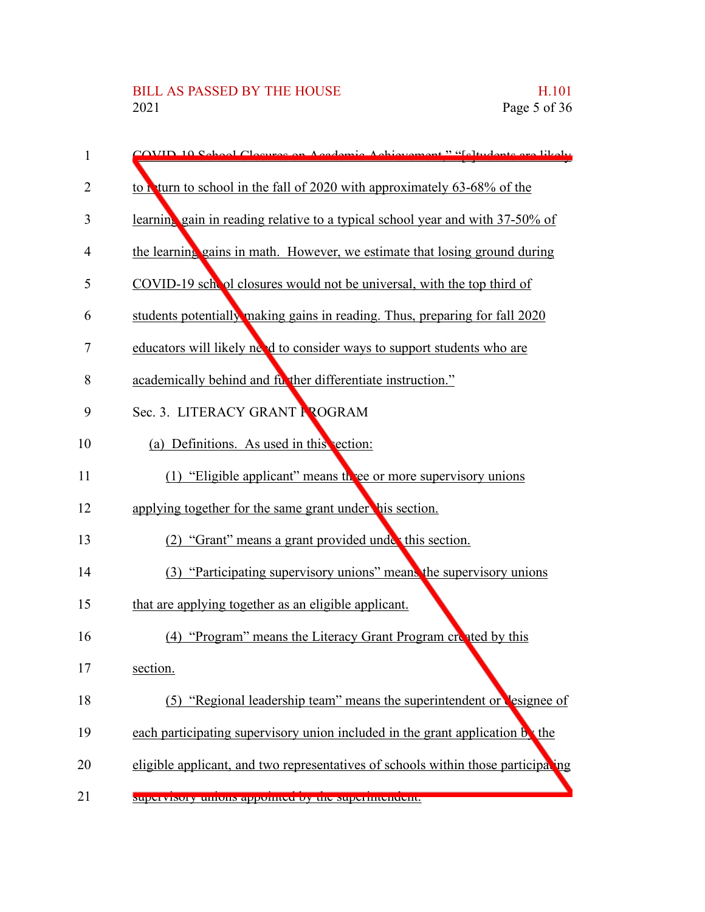COVID-19 School Closures on Academic Achievement," "[s]tudents are likely to return to school in the fall of 2020 with approximately 63-68% of the learning gain in reading relative to a typical school year and with 37-50% of the learning gains in math. However, we estimate that losing ground during COVID-19 school closures would not be universal, with the top third of students potentially making gains in reading. Thus, preparing for fall 2020 educators will likely need to consider ways to support students who are academically behind and further differentiate instruction."

Sec. 3. LITERACY GRANT PROGRAM

(a) Definitions. As used in this section:

(1) "Eligible applicant" means three or more supervisory unions applying together for the same grant under this section.

(2) "Grant" means a grant provided under this section.

(3) "Participating supervisory unions" means the supervisory unions that are applying together as an eligible applicant.

(4) "Program" means the Literacy Grant Program created by this section.

(5) "Regional leadership team" means the superintendent or designee of each participating supervisory union included in the grant application by the eligible applicant, and two representatives of schools within those participating supervisory unions appointed by the superintendent.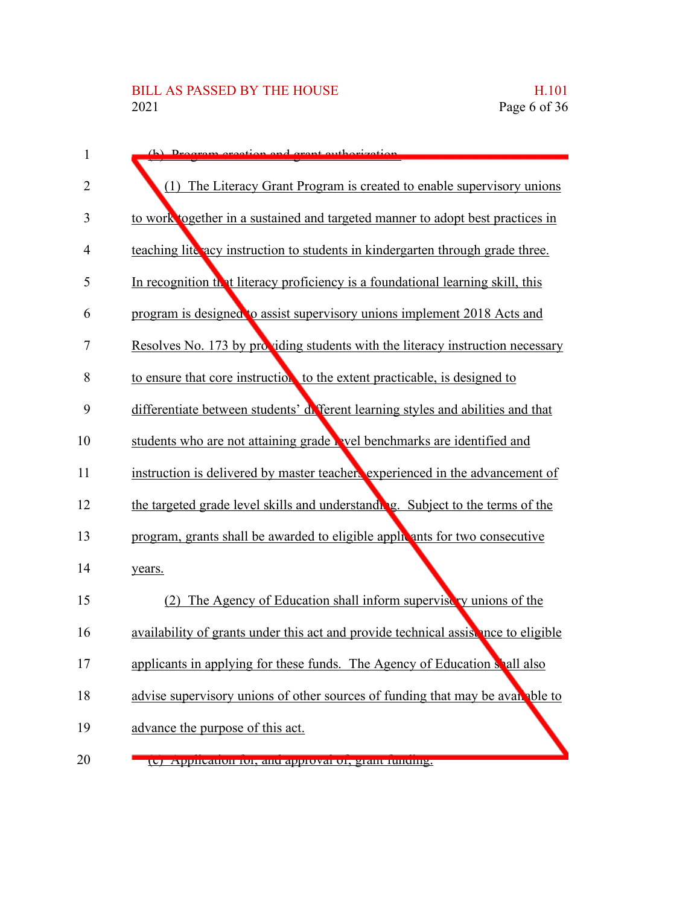(b) Program creation and grant authorization.

(1) The Literacy Grant Program is created to enable supervisory unions to work together in a sustained and targeted manner to adopt best practices in teaching literacy instruction to students in kindergarten through grade three. In recognition that literacy proficiency is a foundational learning skill, this program is designed to assist supervisory unions implement 2018 Acts and Resolves No. 173 by providing students with the literacy instruction necessary to ensure that core instruction, to the extent practicable, is designed to differentiate between students' different learning styles and abilities and that students who are not attaining grade level benchmarks are identified and instruction is delivered by master teachers experienced in the advancement of the targeted grade level skills and understanding. Subject to the terms of the program, grants shall be awarded to eligible applicants for two consecutive years.

(2) The Agency of Education shall inform supervisory unions of the availability of grants under this act and provide technical assistance to eligible applicants in applying for these funds. The Agency of Education shall also advise supervisory unions of other sources of funding that may be available to advance the purpose of this act.

(c) Application for, and approval of, grant funding.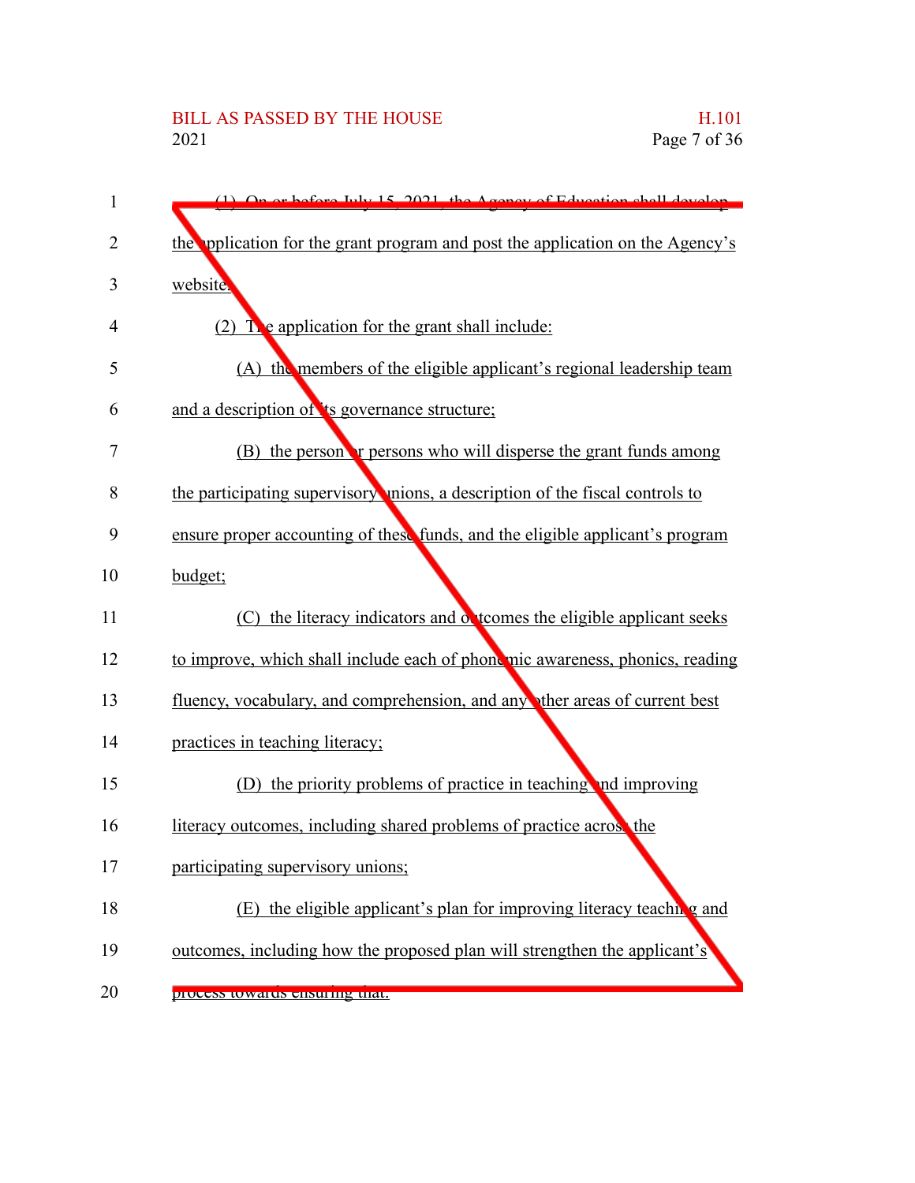(1) On or before July 15, 2021, the Agency of Education shall develop the application for the grant program and post the application on the Agency's website.

(2) The application for the grant shall include:

(A) the members of the eligible applicant's regional leadership team and a description of its governance structure;

(B) the person or persons who will disperse the grant funds among the participating supervisory unions, a description of the fiscal controls to ensure proper accounting of these funds, and the eligible applicant's program budget;

(C) the literacy indicators and outcomes the eligible applicant seeks to improve, which shall include each of phonemic awareness, phonics, reading fluency, vocabulary, and comprehension, and any other areas of current best practices in teaching literacy;

(D) the priority problems of practice in teaching and improving literacy outcomes, including shared problems of practice across the participating supervisory unions;

(E) the eligible applicant's plan for improving literacy teaching and outcomes, including how the proposed plan will strengthen the applicant's process towards ensuring that: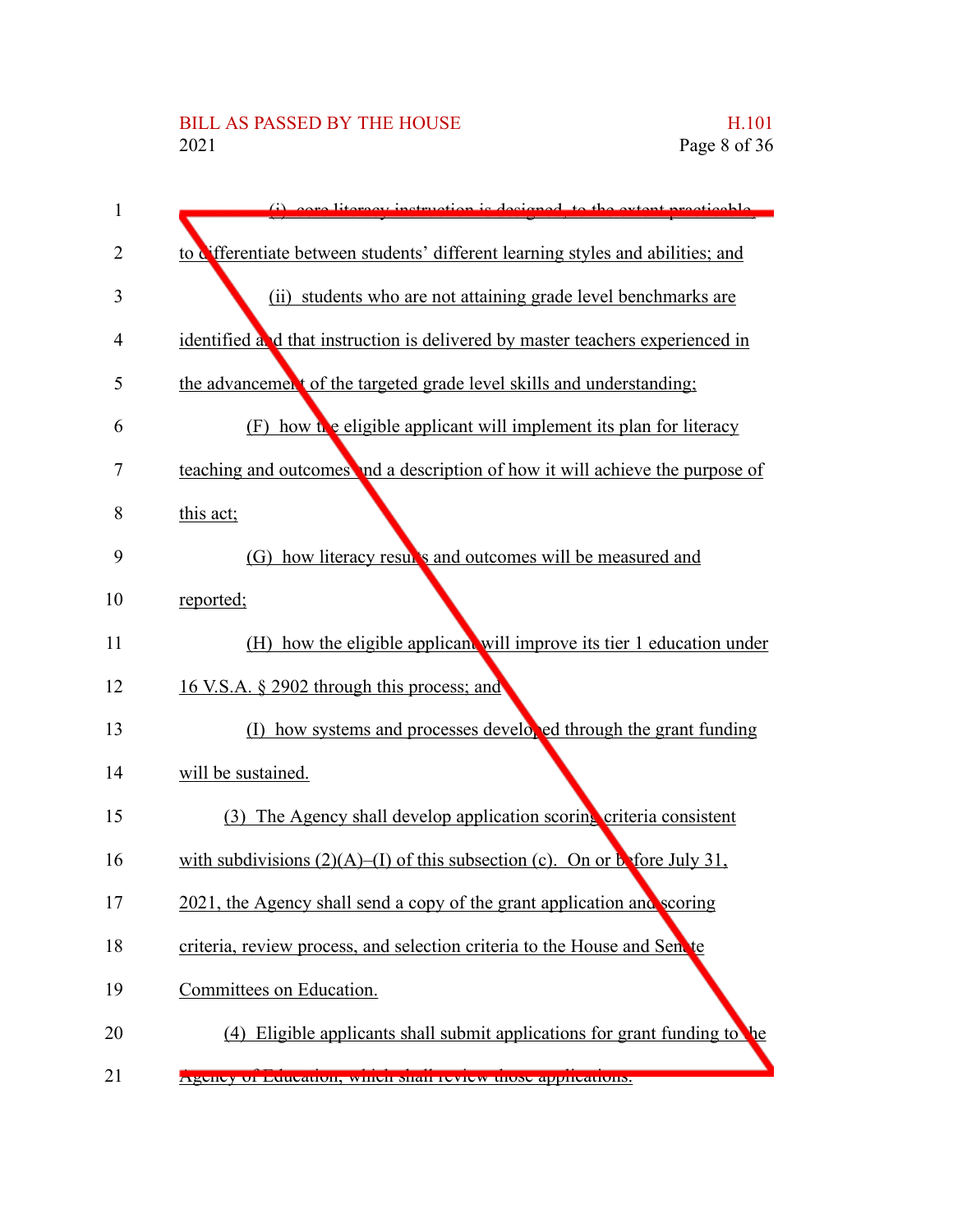(i) core literacy instruction is designed, to the extent practicable, to differentiate between students' different learning styles and abilities; and

(ii) students who are not attaining grade level benchmarks are identified and that instruction is delivered by master teachers experienced in the advancement of the targeted grade level skills and understanding;

(F) how the eligible applicant will implement its plan for literacy teaching and outcomes and a description of how it will achieve the purpose of this act;

(G) how literacy results and outcomes will be measured and reported;

(H) how the eligible applicant will improve its tier 1 education under 16 V.S.A. § 2902 through this process; and

(I) how systems and processes developed through the grant funding will be sustained.

(3) The Agency shall develop application scoring criteria consistent with subdivisions (2)(A)–(I) of this subsection (c). On or before July 31, 2021, the Agency shall send a copy of the grant application and scoring criteria, review process, and selection criteria to the House and Senate Committees on Education.

(4) Eligible applicants shall submit applications for grant funding to the Agency of Education, which shall review those applications.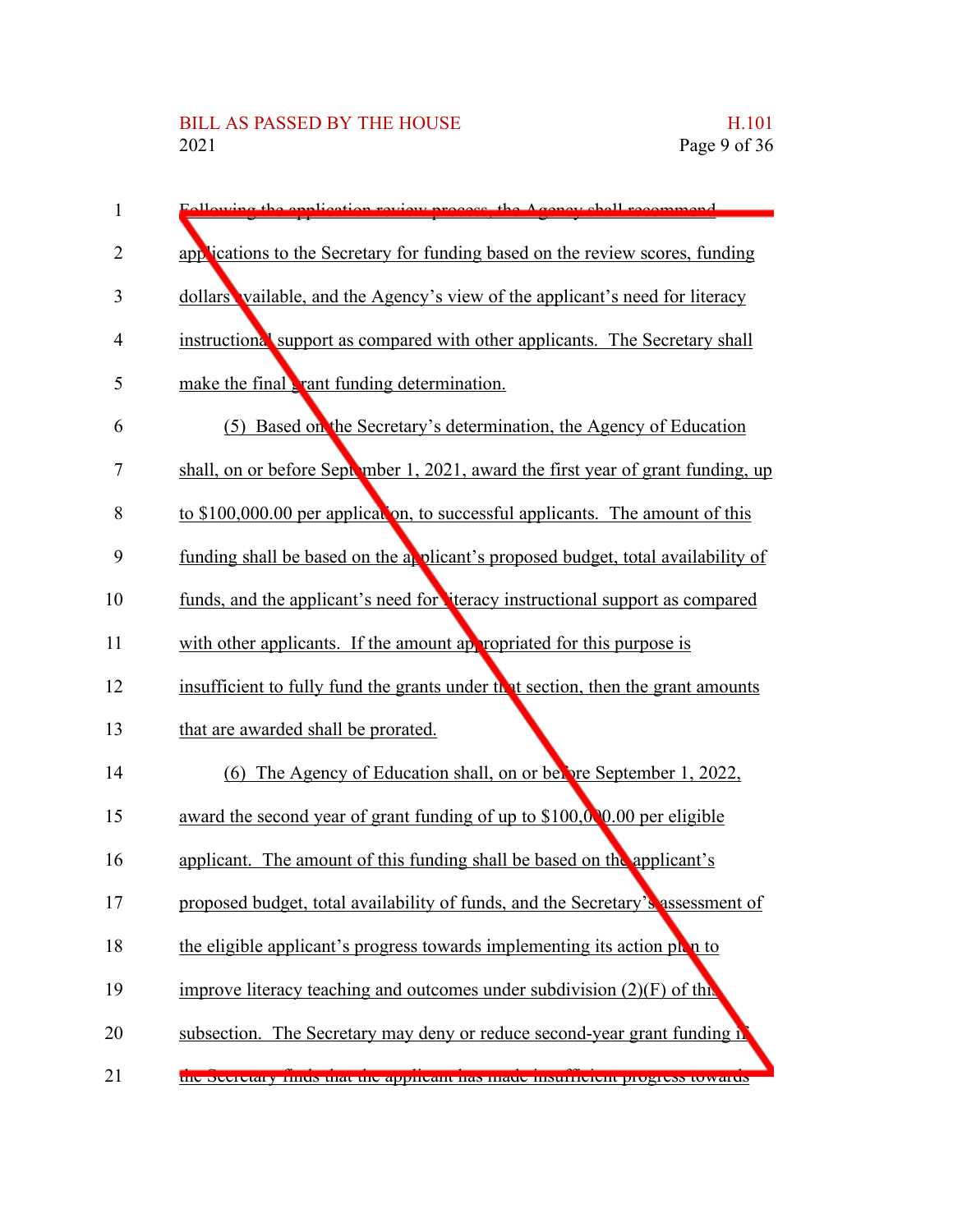Following the application review process, the Agency shall recommend applications to the Secretary for funding based on the review scores, funding dollars available, and the Agency's view of the applicant's need for literacy instructional support as compared with other applicants. The Secretary shall make the final grant funding determination.

(5) Based on the Secretary's determination, the Agency of Education shall, on or before September 1, 2021, award the first year of grant funding, up to $100,000.00 per application, to successful applicants. The amount of this funding shall be based on the applicant's proposed budget, total availability of funds, and the applicant's need for literacy instructional support as compared with other applicants. If the amount appropriated for this purpose is insufficient to fully fund the grants under that section, then the grant amounts that are awarded shall be prorated.

(6) The Agency of Education shall, on or before September 1, 2022, award the second year of grant funding of up to $100,000.00 per eligible applicant. The amount of this funding shall be based on the applicant's proposed budget, total availability of funds, and the Secretary's assessment of the eligible applicant's progress towards implementing its action plan to improve literacy teaching and outcomes under subdivision (2)(F) of this subsection. The Secretary may deny or reduce second-year grant funding if the Secretary finds that the applicant has made insufficient progress towards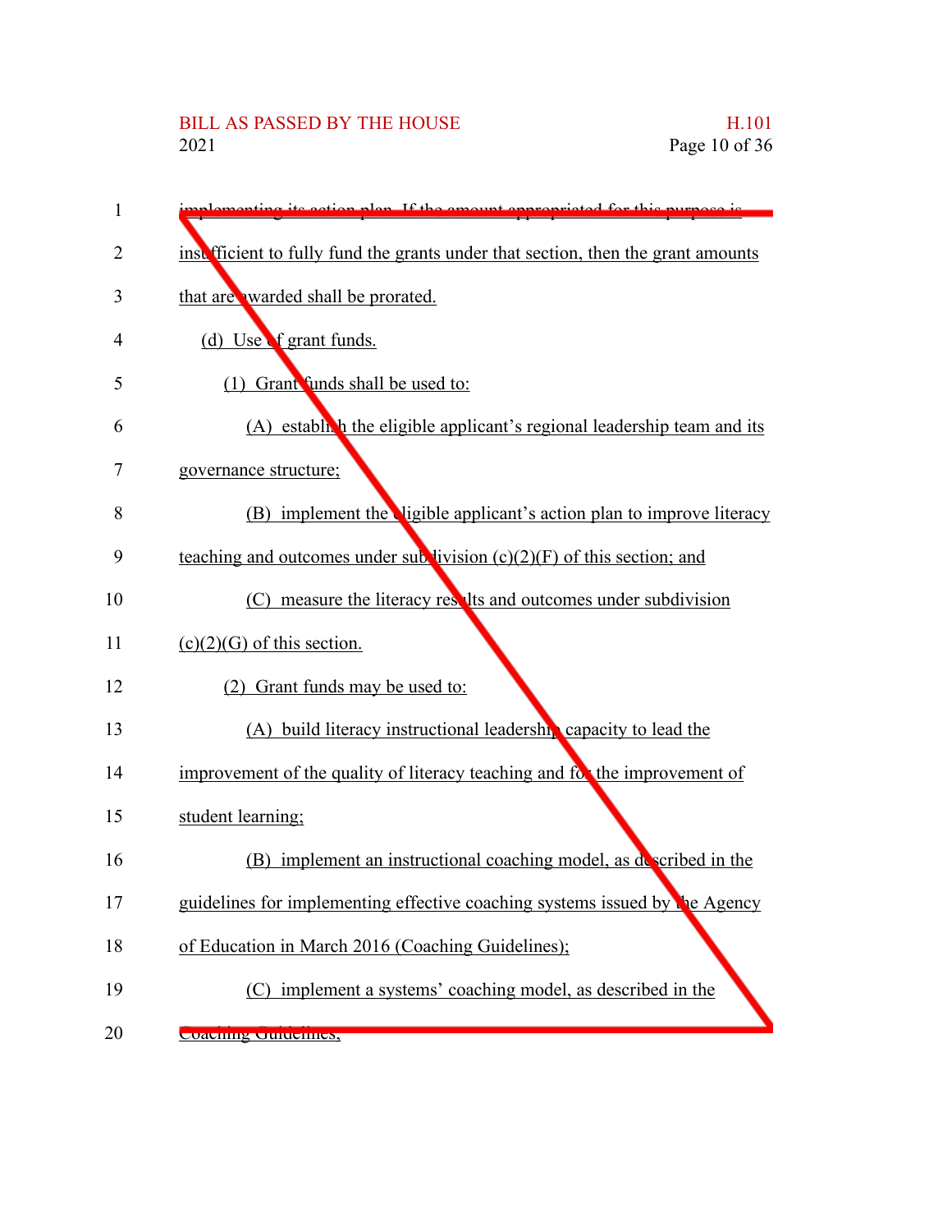implementing its action plan. If the amount appropriated for this purpose is insufficient to fully fund the grants under that section, then the grant amounts that are awarded shall be prorated.

(d) Use of grant funds.

(1) Grant funds shall be used to:

(A) establish the eligible applicant's regional leadership team and its governance structure;

(B) implement the eligible applicant's action plan to improve literacy teaching and outcomes under subdivision (c)(2)(F) of this section; and

(C) measure the literacy results and outcomes under subdivision (c)(2)(G) of this section.

(2) Grant funds may be used to:

(A) build literacy instructional leadership capacity to lead the improvement of the quality of literacy teaching and for the improvement of student learning;

(B) implement an instructional coaching model, as described in the guidelines for implementing effective coaching systems issued by the Agency of Education in March 2016 (Coaching Guidelines);

(C) implement a systems' coaching model, as described in the Coaching Guidelines;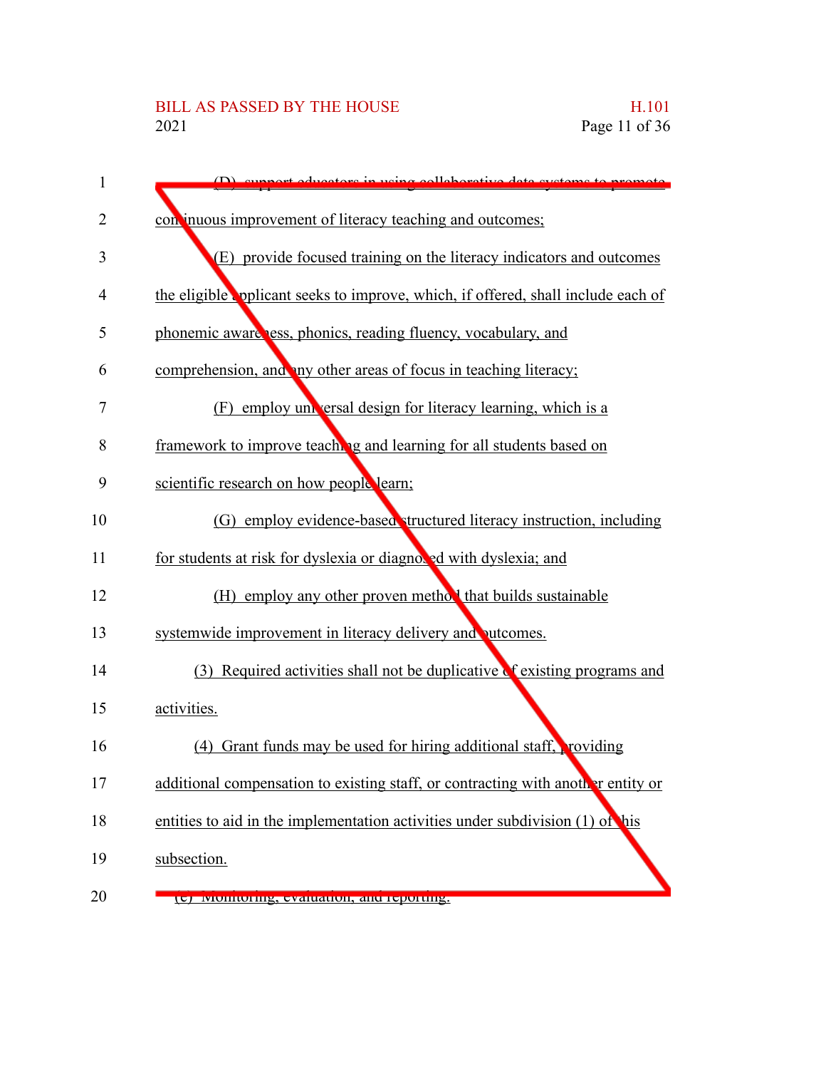(D) support educators in using collaborative data systems to promote continuous improvement of literacy teaching and outcomes;

(E) provide focused training on the literacy indicators and outcomes the eligible applicant seeks to improve, which, if offered, shall include each of phonemic awareness, phonics, reading fluency, vocabulary, and comprehension, and any other areas of focus in teaching literacy;

(F) employ universal design for literacy learning, which is a framework to improve teaching and learning for all students based on scientific research on how people learn;

(G) employ evidence-based structured literacy instruction, including for students at risk for dyslexia or diagnosed with dyslexia; and

(H) employ any other proven method that builds sustainable systemwide improvement in literacy delivery and outcomes.

(3) Required activities shall not be duplicative of existing programs and activities.

(4) Grant funds may be used for hiring additional staff, providing additional compensation to existing staff, or contracting with another entity or entities to aid in the implementation activities under subdivision (1) of this subsection.

(e) Monitoring, evaluation, and reporting.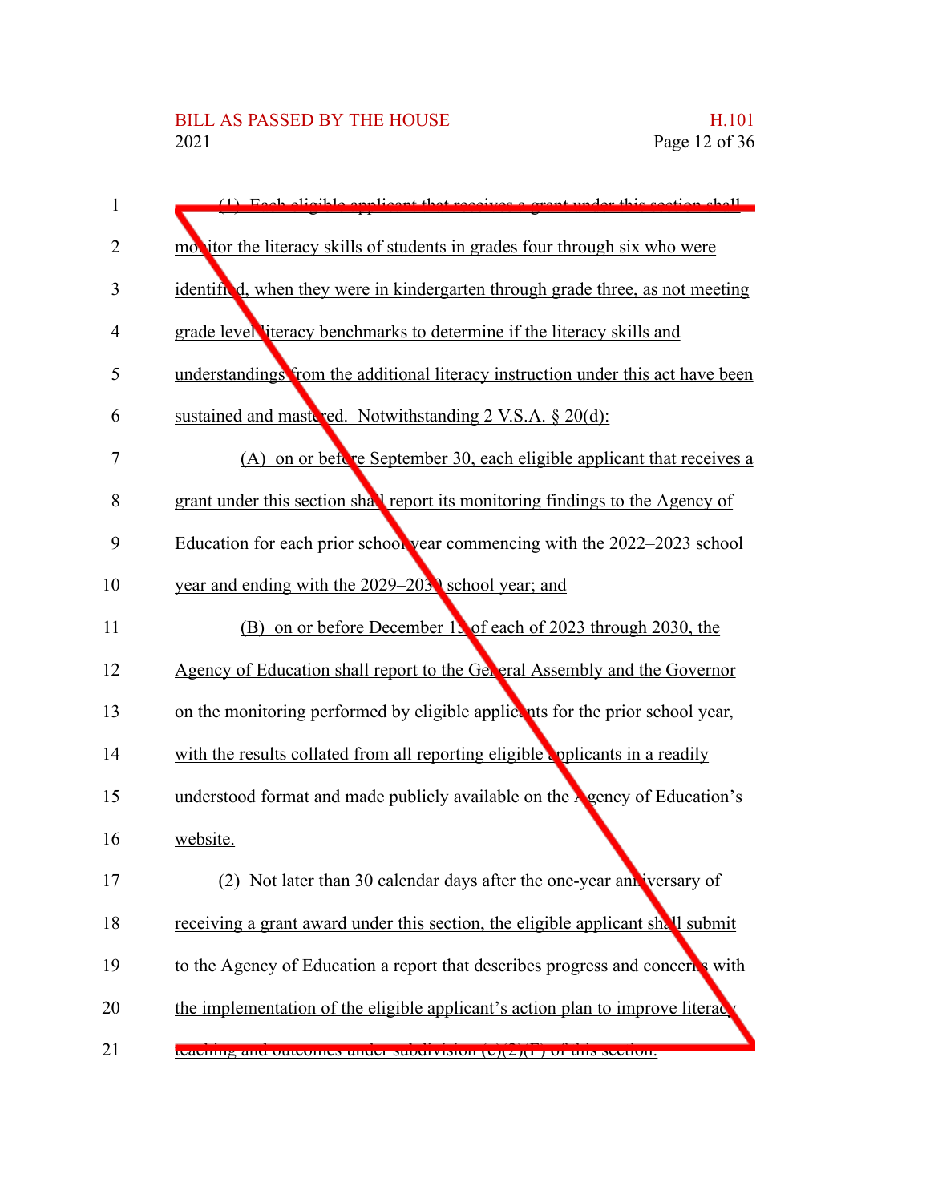(1) Each eligible applicant that receives a grant under this section shall monitor the literacy skills of students in grades four through six who were identified, when they were in kindergarten through grade three, as not meeting grade level literacy benchmarks to determine if the literacy skills and understandings from the additional literacy instruction under this act have been sustained and mastered. Notwithstanding 2 V.S.A. § 20(d):

(A) on or before September 30, each eligible applicant that receives a grant under this section shall report its monitoring findings to the Agency of Education for each prior school year commencing with the 2022–2023 school year and ending with the 2029–2030 school year; and

(B) on or before December 15 of each of 2023 through 2030, the Agency of Education shall report to the General Assembly and the Governor on the monitoring performed by eligible applicants for the prior school year, with the results collated from all reporting eligible applicants in a readily understood format and made publicly available on the Agency of Education's website.

(2) Not later than 30 calendar days after the one-year anniversary of receiving a grant award under this section, the eligible applicant shall submit to the Agency of Education a report that describes progress and concerns with the implementation of the eligible applicant's action plan to improve literacy teaching and outcomes under subdivision (c)(2)(F) of this section.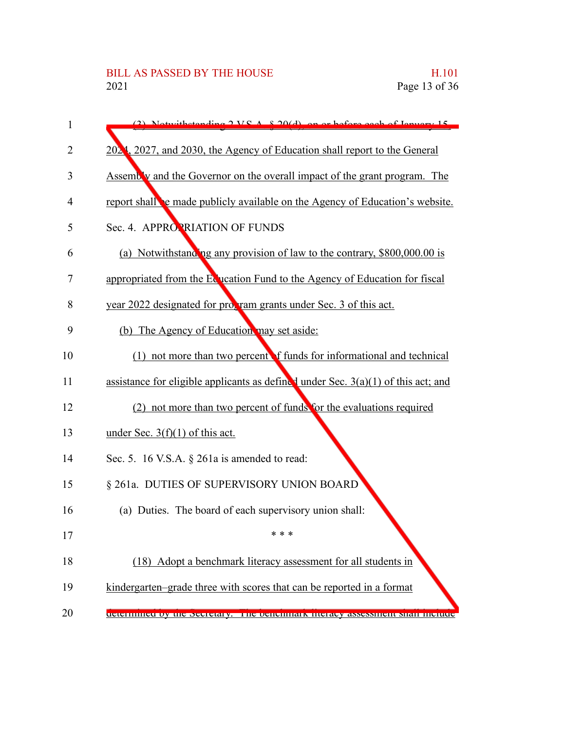(3) Notwithstanding 2 V.S.A. § 20(d), on or before each of January 15, 2024, 2027, and 2030, the Agency of Education shall report to the General Assembly and the Governor on the overall impact of the grant program. The report shall be made publicly available on the Agency of Education's website.

Sec. 4. APPROPRIATION OF FUNDS

(a) Notwithstanding any provision of law to the contrary, $800,000.00 is appropriated from the Education Fund to the Agency of Education for fiscal year 2022 designated for program grants under Sec. 3 of this act.

(b) The Agency of Education may set aside:

(1) not more than two percent of funds for informational and technical assistance for eligible applicants as defined under Sec. 3(a)(1) of this act; and

(2) not more than two percent of funds for the evaluations required under Sec. 3(f)(1) of this act.

Sec. 5. 16 V.S.A. § 261a is amended to read:

§ 261a. DUTIES OF SUPERVISORY UNION BOARD

(a) Duties. The board of each supervisory union shall:

\* \* \*

(18) Adopt a benchmark literacy assessment for all students in kindergarten–grade three with scores that can be reported in a format determined by the Secretary. The benchmark literacy assessment shall include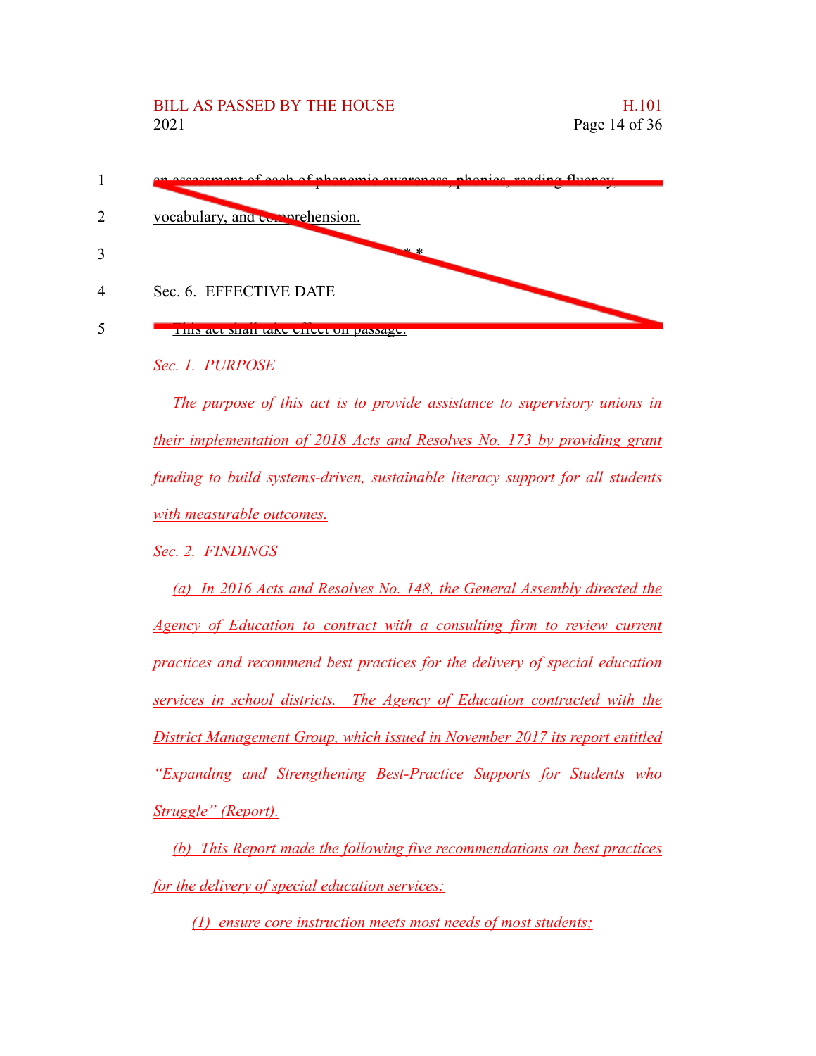~~an assessment of each of phonemic awareness, phonics, reading fluency, vocabulary, and comprehension.~~

~~\* \* \*~~

~~Sec. 6. EFFECTIVE DATE~~

~~This act shall take effect on passage.~~

*Sec. 1. PURPOSE*

*The purpose of this act is to provide assistance to supervisory unions in their implementation of 2018 Acts and Resolves No. 173 by providing grant funding to build systems-driven, sustainable literacy support for all students with measurable outcomes.*

*Sec. 2. FINDINGS*

*(a) In 2016 Acts and Resolves No. 148, the General Assembly directed the Agency of Education to contract with a consulting firm to review current practices and recommend best practices for the delivery of special education services in school districts. The Agency of Education contracted with the District Management Group, which issued in November 2017 its report entitled "Expanding and Strengthening Best-Practice Supports for Students who Struggle" (Report).*

*(b) This Report made the following five recommendations on best practices for the delivery of special education services:*

*(1) ensure core instruction meets most needs of most students;*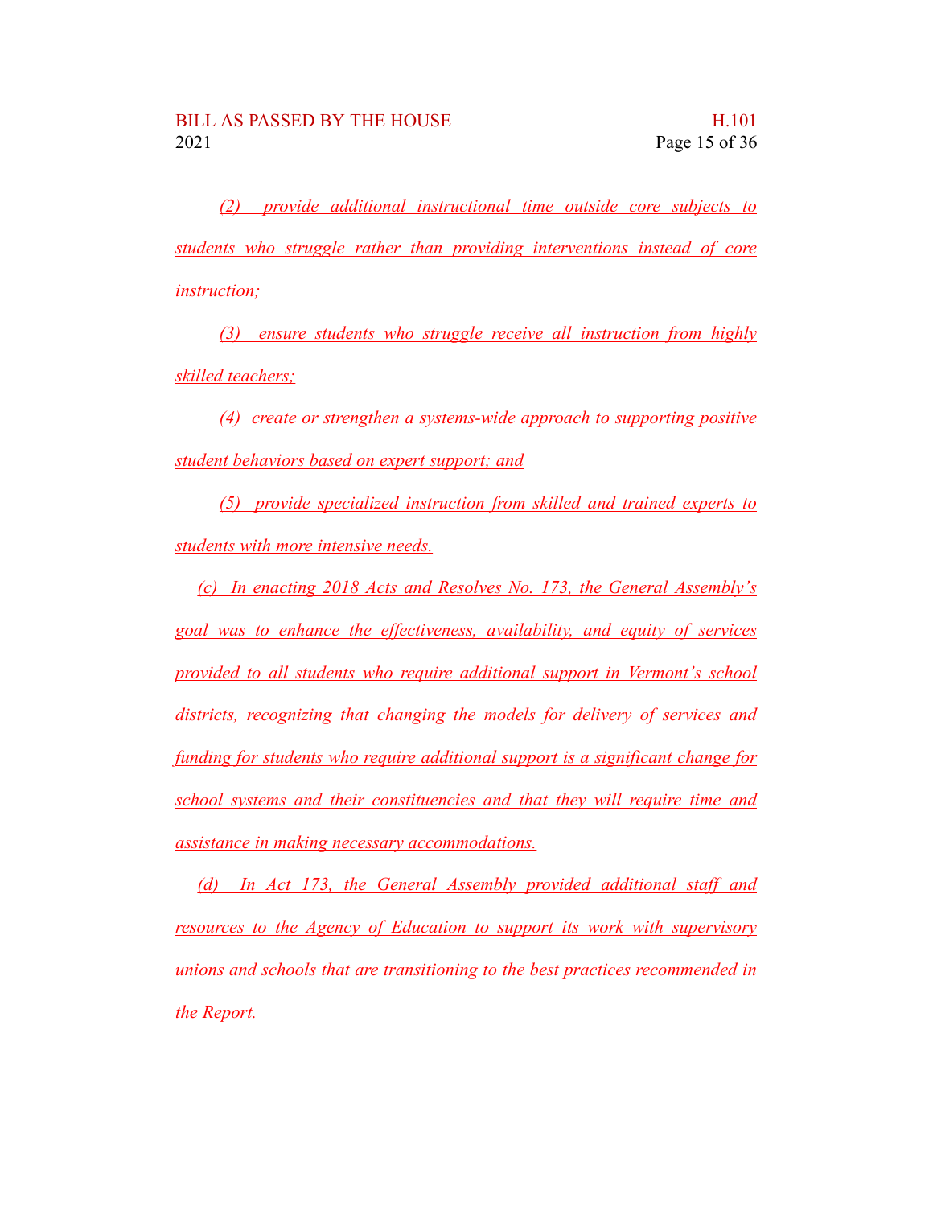*(2) provide additional instructional time outside core subjects to students who struggle rather than providing interventions instead of core instruction;*

*(3) ensure students who struggle receive all instruction from highly skilled teachers;*

*(4) create or strengthen a systems-wide approach to supporting positive student behaviors based on expert support; and*

*(5) provide specialized instruction from skilled and trained experts to students with more intensive needs.*

*(c) In enacting 2018 Acts and Resolves No. 173, the General Assembly's goal was to enhance the effectiveness, availability, and equity of services provided to all students who require additional support in Vermont's school districts, recognizing that changing the models for delivery of services and funding for students who require additional support is a significant change for school systems and their constituencies and that they will require time and assistance in making necessary accommodations.*

*(d) In Act 173, the General Assembly provided additional staff and resources to the Agency of Education to support its work with supervisory unions and schools that are transitioning to the best practices recommended in the Report.*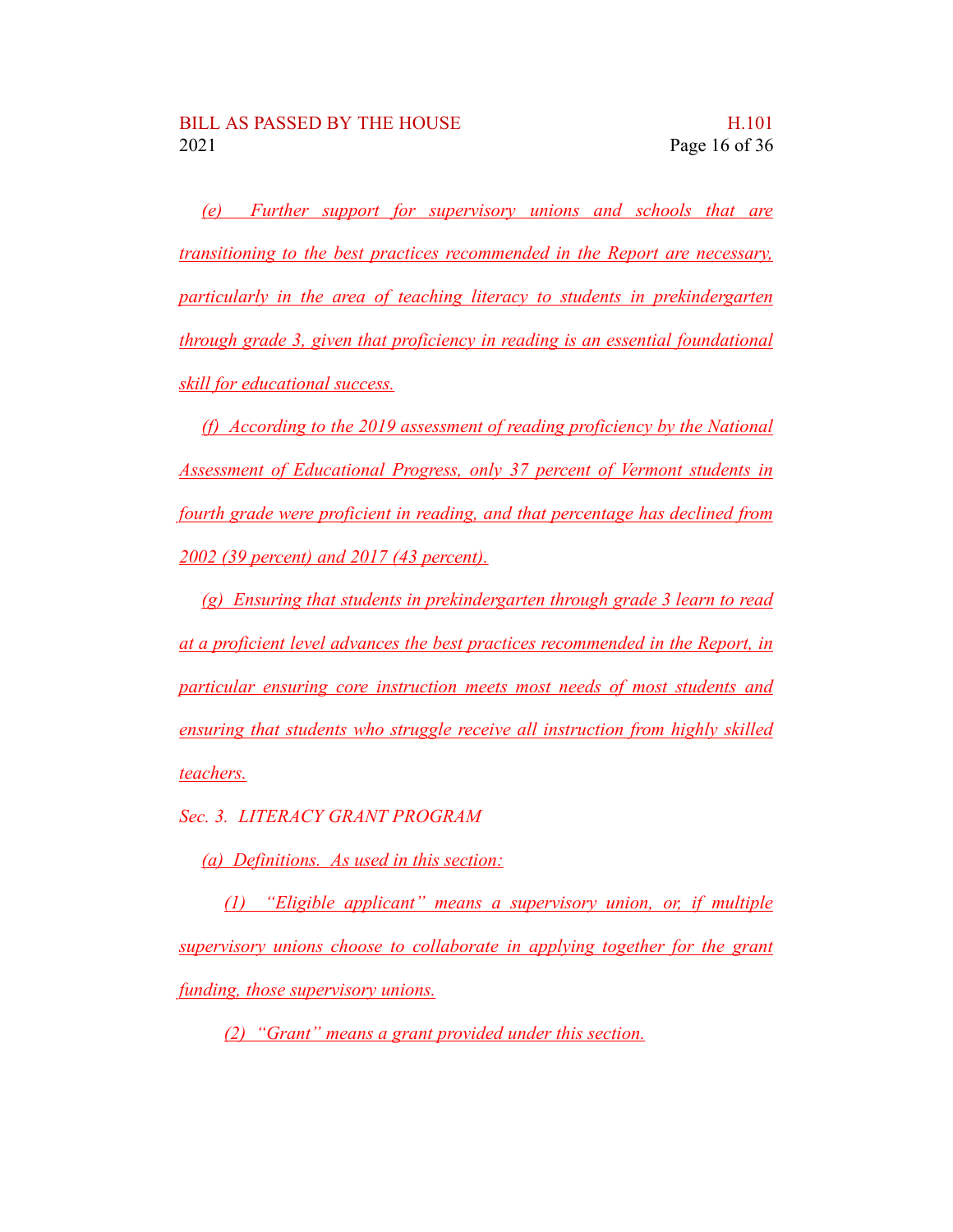*(e) Further support for supervisory unions and schools that are transitioning to the best practices recommended in the Report are necessary, particularly in the area of teaching literacy to students in prekindergarten through grade 3, given that proficiency in reading is an essential foundational skill for educational success.*

*(f) According to the 2019 assessment of reading proficiency by the National Assessment of Educational Progress, only 37 percent of Vermont students in fourth grade were proficient in reading, and that percentage has declined from 2002 (39 percent) and 2017 (43 percent).*

*(g) Ensuring that students in prekindergarten through grade 3 learn to read at a proficient level advances the best practices recommended in the Report, in particular ensuring core instruction meets most needs of most students and ensuring that students who struggle receive all instruction from highly skilled teachers.*

*Sec. 3. LITERACY GRANT PROGRAM*

*(a) Definitions. As used in this section:*

*(1) "Eligible applicant" means a supervisory union, or, if multiple supervisory unions choose to collaborate in applying together for the grant funding, those supervisory unions.*

*(2) "Grant" means a grant provided under this section.*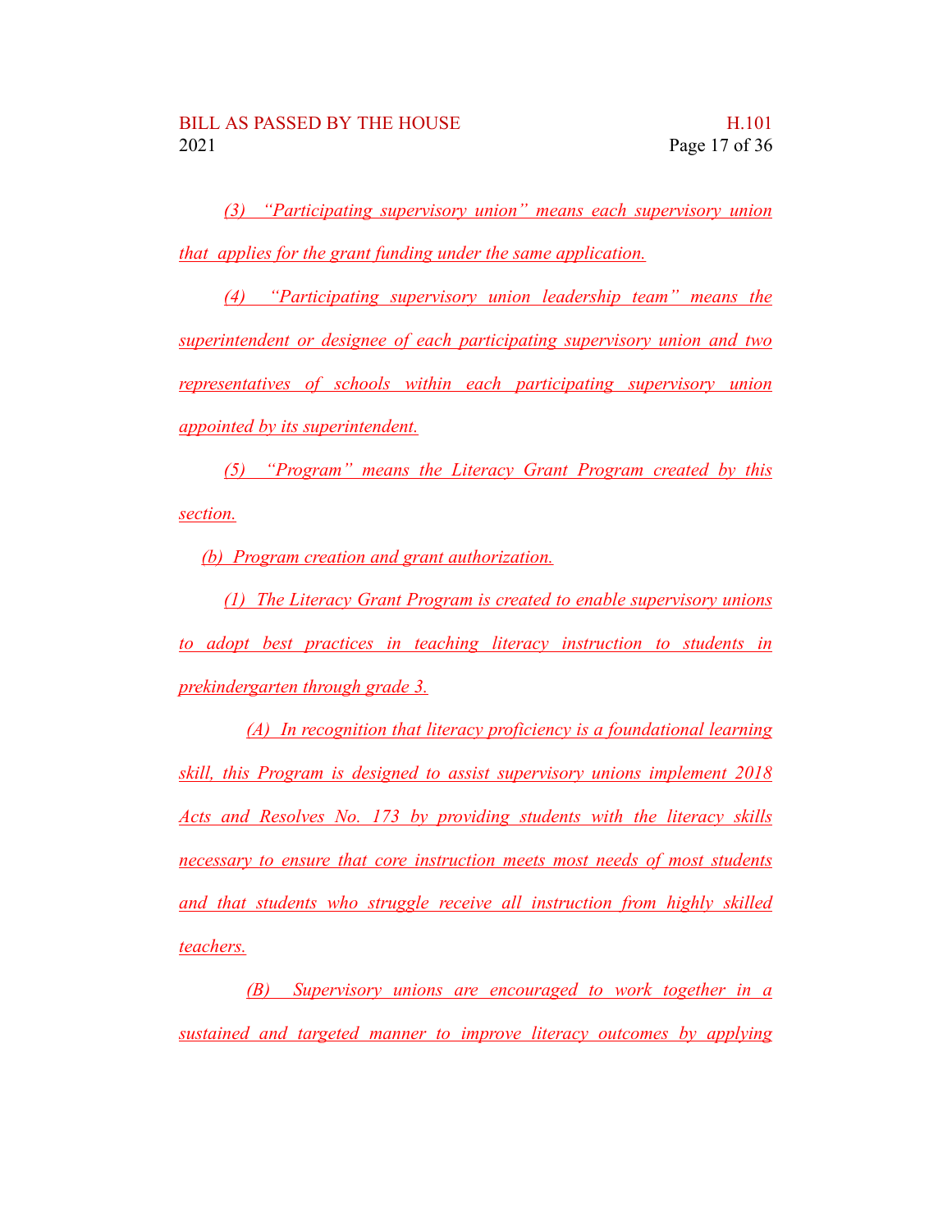*(3) "Participating supervisory union" means each supervisory union that applies for the grant funding under the same application.*

*(4) "Participating supervisory union leadership team" means the superintendent or designee of each participating supervisory union and two representatives of schools within each participating supervisory union appointed by its superintendent.*

*(5) "Program" means the Literacy Grant Program created by this section.*

*(b) Program creation and grant authorization.*

*(1) The Literacy Grant Program is created to enable supervisory unions to adopt best practices in teaching literacy instruction to students in prekindergarten through grade 3.*

*(A) In recognition that literacy proficiency is a foundational learning skill, this Program is designed to assist supervisory unions implement 2018 Acts and Resolves No. 173 by providing students with the literacy skills necessary to ensure that core instruction meets most needs of most students and that students who struggle receive all instruction from highly skilled teachers.*

*(B) Supervisory unions are encouraged to work together in a sustained and targeted manner to improve literacy outcomes by applying*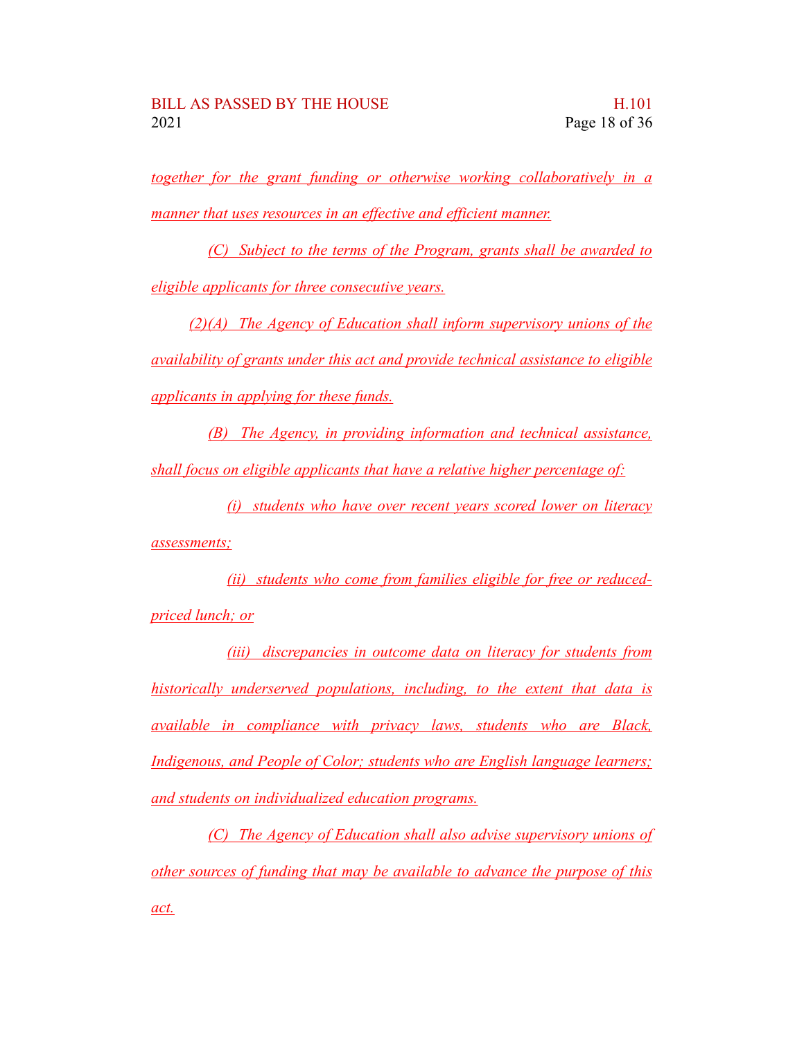*together for the grant funding or otherwise working collaboratively in a manner that uses resources in an effective and efficient manner.*

*(C) Subject to the terms of the Program, grants shall be awarded to eligible applicants for three consecutive years.*

*(2)(A) The Agency of Education shall inform supervisory unions of the availability of grants under this act and provide technical assistance to eligible applicants in applying for these funds.*

*(B) The Agency, in providing information and technical assistance, shall focus on eligible applicants that have a relative higher percentage of:*

*(i) students who have over recent years scored lower on literacy assessments;*

*(ii) students who come from families eligible for free or reduced-priced lunch; or*

*(iii) discrepancies in outcome data on literacy for students from historically underserved populations, including, to the extent that data is available in compliance with privacy laws, students who are Black, Indigenous, and People of Color; students who are English language learners; and students on individualized education programs.*

*(C) The Agency of Education shall also advise supervisory unions of other sources of funding that may be available to advance the purpose of this act.*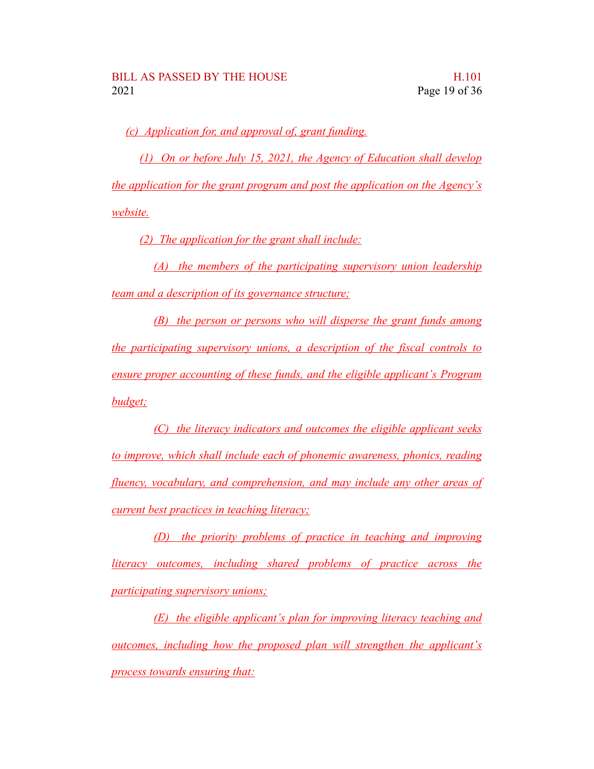*(c) Application for, and approval of, grant funding.*

*(1) On or before July 15, 2021, the Agency of Education shall develop the application for the grant program and post the application on the Agency's website.*

*(2) The application for the grant shall include:*

*(A) the members of the participating supervisory union leadership team and a description of its governance structure;*

*(B) the person or persons who will disperse the grant funds among the participating supervisory unions, a description of the fiscal controls to ensure proper accounting of these funds, and the eligible applicant's Program budget;*

*(C) the literacy indicators and outcomes the eligible applicant seeks to improve, which shall include each of phonemic awareness, phonics, reading fluency, vocabulary, and comprehension, and may include any other areas of current best practices in teaching literacy;*

*(D) the priority problems of practice in teaching and improving literacy outcomes, including shared problems of practice across the participating supervisory unions;*

*(E) the eligible applicant's plan for improving literacy teaching and outcomes, including how the proposed plan will strengthen the applicant's process towards ensuring that:*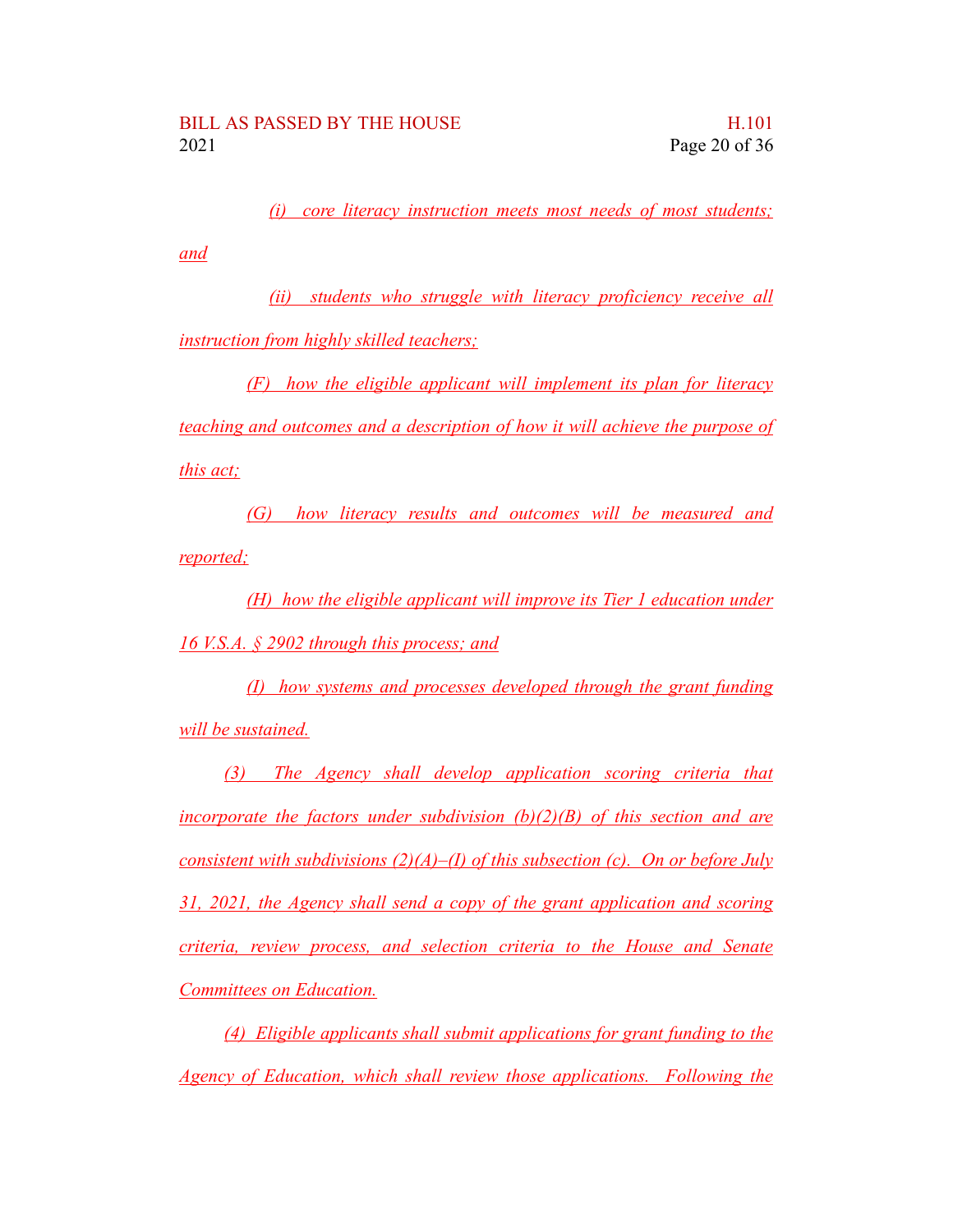(i) core literacy instruction meets most needs of most students; and

(ii) students who struggle with literacy proficiency receive all instruction from highly skilled teachers;

(F) how the eligible applicant will implement its plan for literacy teaching and outcomes and a description of how it will achieve the purpose of this act;

(G) how literacy results and outcomes will be measured and reported;

(H) how the eligible applicant will improve its Tier 1 education under 16 V.S.A. § 2902 through this process; and

(I) how systems and processes developed through the grant funding will be sustained.

(3) The Agency shall develop application scoring criteria that incorporate the factors under subdivision (b)(2)(B) of this section and are consistent with subdivisions (2)(A)–(I) of this subsection (c). On or before July 31, 2021, the Agency shall send a copy of the grant application and scoring criteria, review process, and selection criteria to the House and Senate Committees on Education.

(4) Eligible applicants shall submit applications for grant funding to the Agency of Education, which shall review those applications. Following the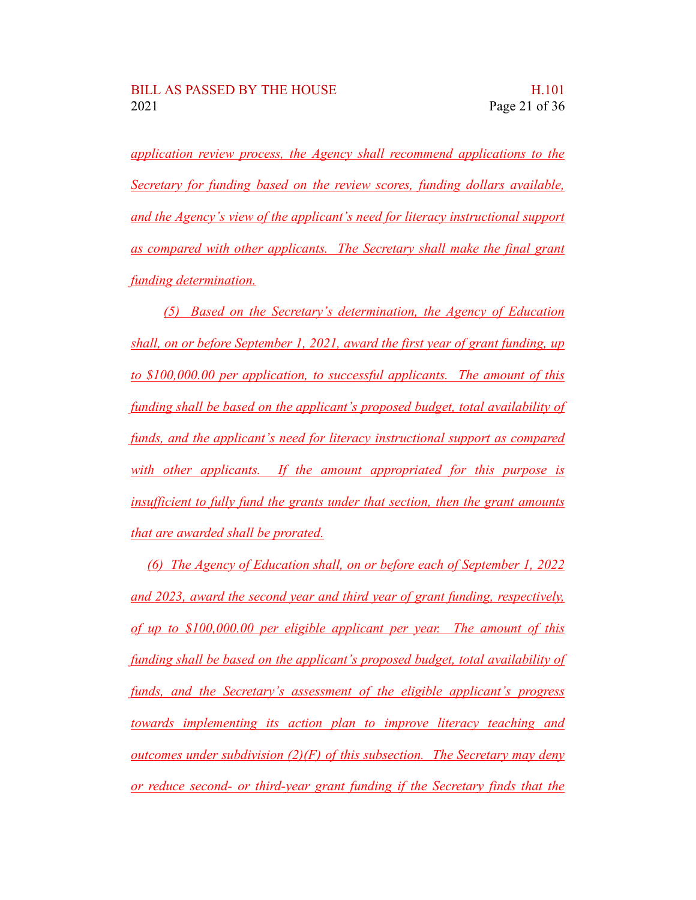application review process, the Agency shall recommend applications to the Secretary for funding based on the review scores, funding dollars available, and the Agency's view of the applicant's need for literacy instructional support as compared with other applicants. The Secretary shall make the final grant funding determination.

(5) Based on the Secretary's determination, the Agency of Education shall, on or before September 1, 2021, award the first year of grant funding, up to $100,000.00 per application, to successful applicants. The amount of this funding shall be based on the applicant's proposed budget, total availability of funds, and the applicant's need for literacy instructional support as compared with other applicants. If the amount appropriated for this purpose is insufficient to fully fund the grants under that section, then the grant amounts that are awarded shall be prorated.

(6) The Agency of Education shall, on or before each of September 1, 2022 and 2023, award the second year and third year of grant funding, respectively, of up to $100,000.00 per eligible applicant per year. The amount of this funding shall be based on the applicant's proposed budget, total availability of funds, and the Secretary's assessment of the eligible applicant's progress towards implementing its action plan to improve literacy teaching and outcomes under subdivision (2)(F) of this subsection. The Secretary may deny or reduce second- or third-year grant funding if the Secretary finds that the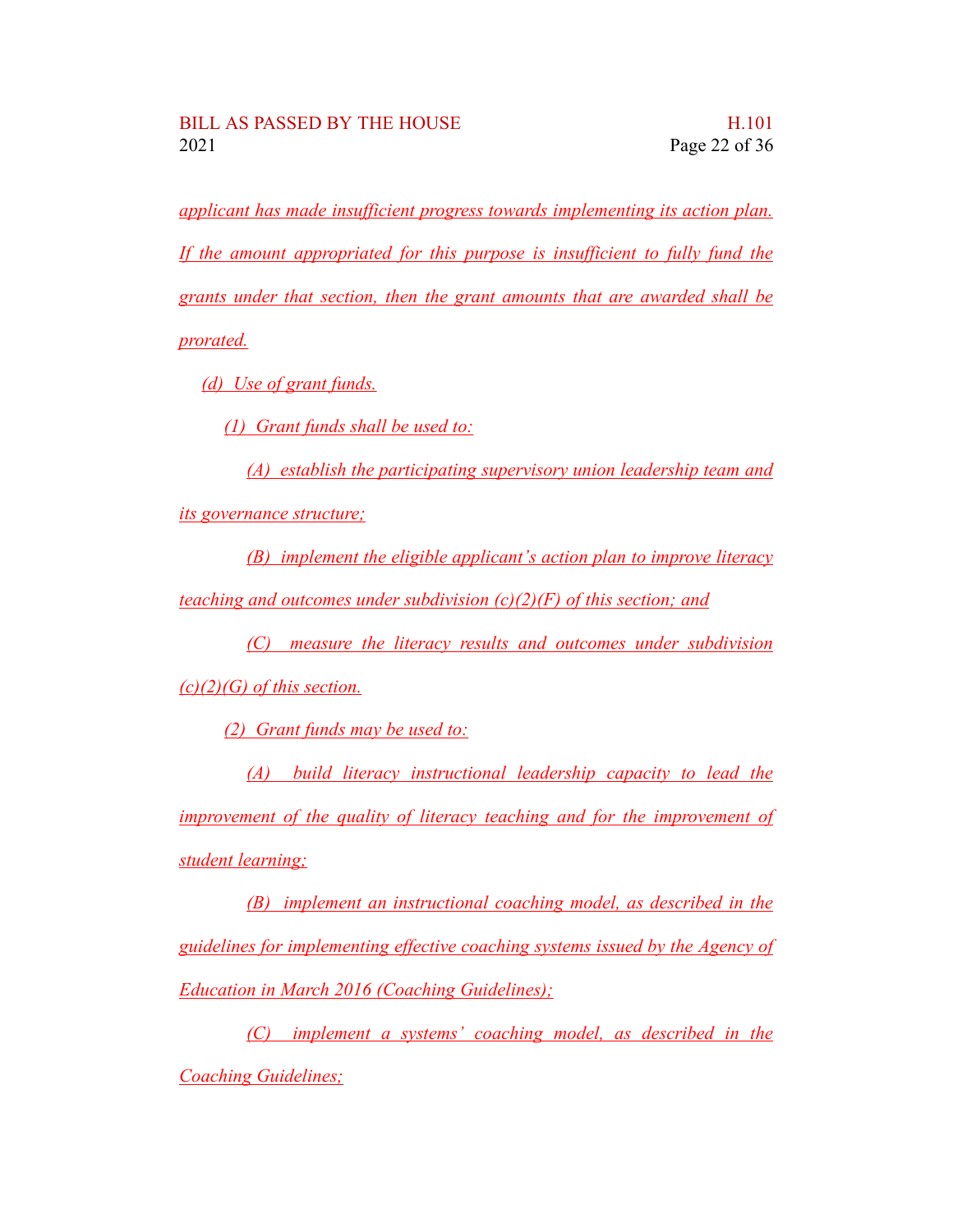applicant has made insufficient progress towards implementing its action plan. If the amount appropriated for this purpose is insufficient to fully fund the grants under that section, then the grant amounts that are awarded shall be prorated.

(d) Use of grant funds.

(1) Grant funds shall be used to:

(A) establish the participating supervisory union leadership team and its governance structure;

(B) implement the eligible applicant's action plan to improve literacy teaching and outcomes under subdivision (c)(2)(F) of this section; and

(C) measure the literacy results and outcomes under subdivision (c)(2)(G) of this section.

(2) Grant funds may be used to:

(A) build literacy instructional leadership capacity to lead the improvement of the quality of literacy teaching and for the improvement of student learning;

(B) implement an instructional coaching model, as described in the guidelines for implementing effective coaching systems issued by the Agency of Education in March 2016 (Coaching Guidelines);

(C) implement a systems' coaching model, as described in the Coaching Guidelines;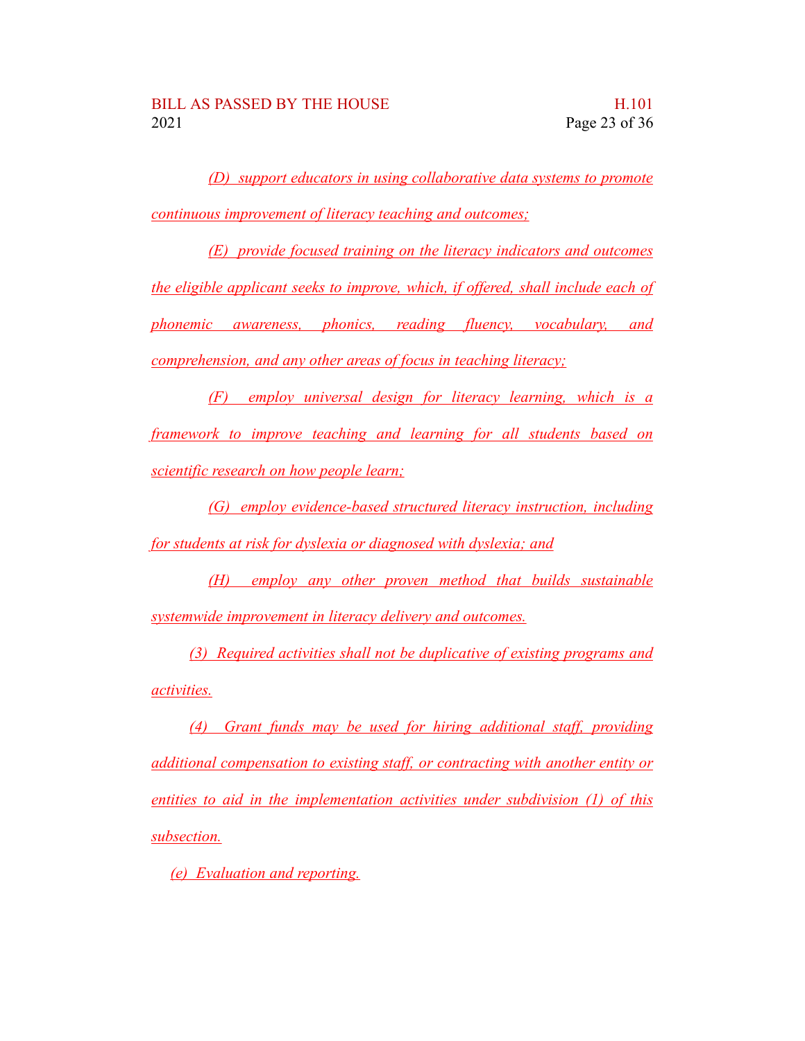(D) support educators in using collaborative data systems to promote continuous improvement of literacy teaching and outcomes;

(E) provide focused training on the literacy indicators and outcomes the eligible applicant seeks to improve, which, if offered, shall include each of phonemic awareness, phonics, reading fluency, vocabulary, and comprehension, and any other areas of focus in teaching literacy;

(F) employ universal design for literacy learning, which is a framework to improve teaching and learning for all students based on scientific research on how people learn;

(G) employ evidence-based structured literacy instruction, including for students at risk for dyslexia or diagnosed with dyslexia; and

(H) employ any other proven method that builds sustainable systemwide improvement in literacy delivery and outcomes.

(3) Required activities shall not be duplicative of existing programs and activities.

(4) Grant funds may be used for hiring additional staff, providing additional compensation to existing staff, or contracting with another entity or entities to aid in the implementation activities under subdivision (1) of this subsection.

(e) Evaluation and reporting.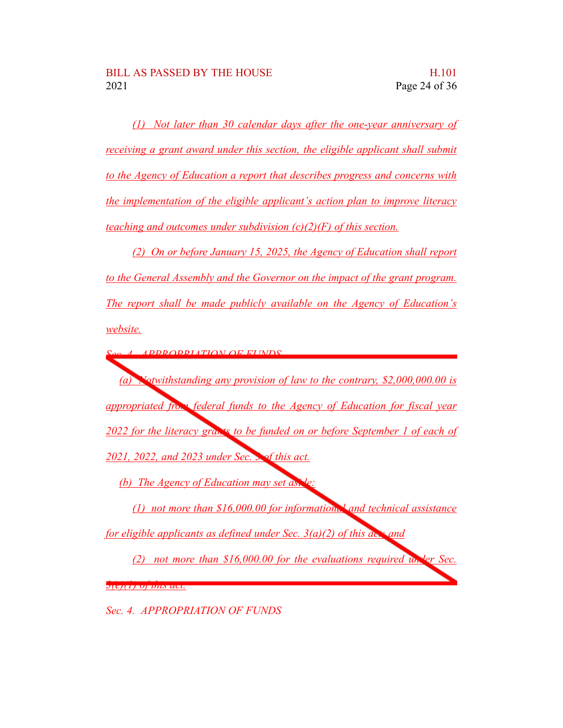(1) Not later than 30 calendar days after the one-year anniversary of receiving a grant award under this section, the eligible applicant shall submit to the Agency of Education a report that describes progress and concerns with the implementation of the eligible applicant's action plan to improve literacy teaching and outcomes under subdivision (c)(2)(F) of this section.

(2) On or before January 15, 2025, the Agency of Education shall report to the General Assembly and the Governor on the impact of the grant program. The report shall be made publicly available on the Agency of Education's website.

~~Sec. 4. APPROPRIATION OF FUNDS~~

~~(a) Notwithstanding any provision of law to the contrary, $2,000,000.00 is appropriated from federal funds to the Agency of Education for fiscal year 2022 for the literacy grants to be funded on or before September 1 of each of 2021, 2022, and 2023 under Sec. 3 of this act.~~

~~(b) The Agency of Education may set aside:~~

~~(1) not more than $16,000.00 for informational and technical assistance for eligible applicants as defined under Sec. 3(a)(2) of this act; and~~

~~(2) not more than $16,000.00 for the evaluations required under Sec. 3(e)(1) of this act.~~

Sec. 4. APPROPRIATION OF FUNDS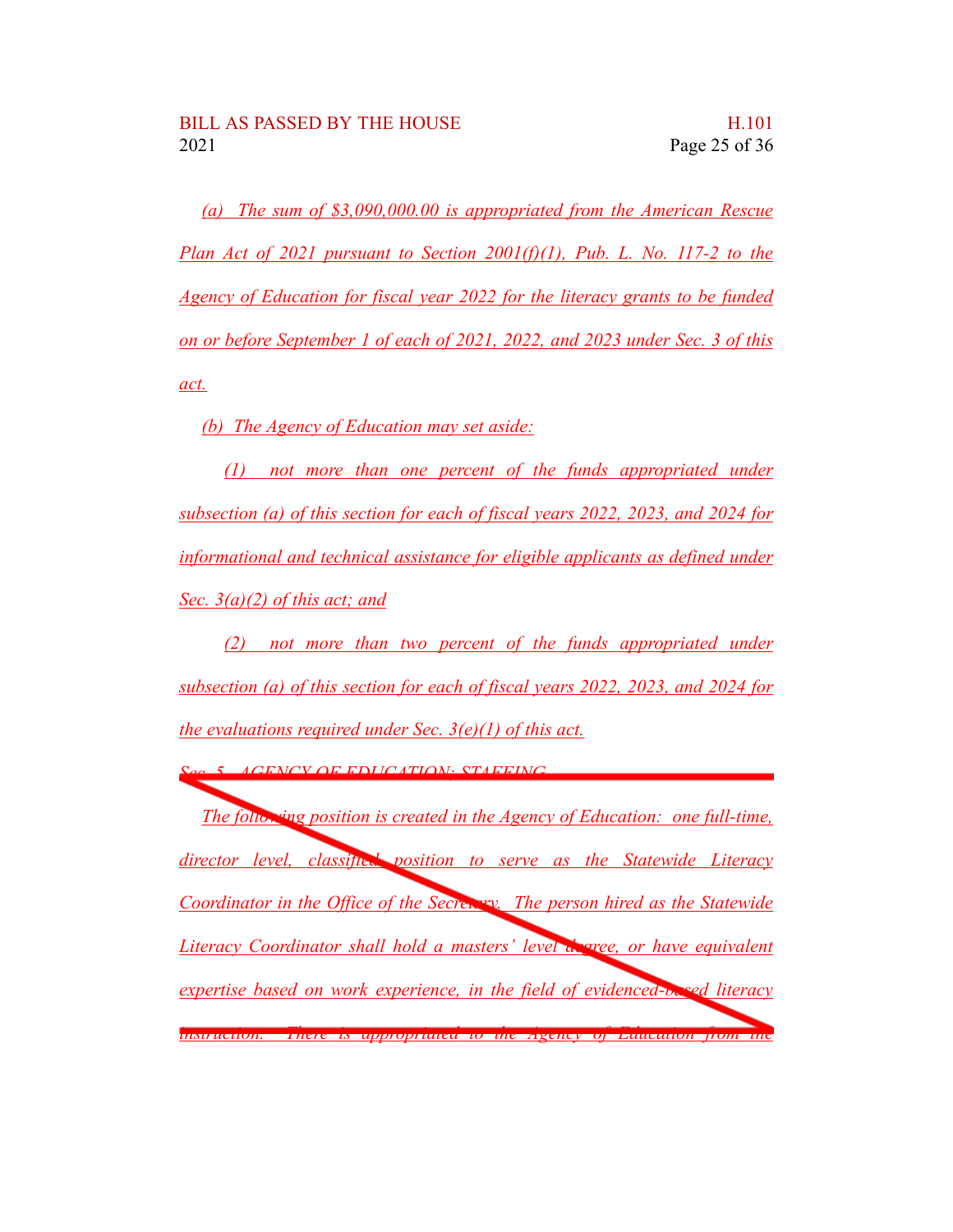(a) The sum of $3,090,000.00 is appropriated from the American Rescue Plan Act of 2021 pursuant to Section 2001(f)(1), Pub. L. No. 117-2 to the Agency of Education for fiscal year 2022 for the literacy grants to be funded on or before September 1 of each of 2021, 2022, and 2023 under Sec. 3 of this act.

(b) The Agency of Education may set aside:

(1) not more than one percent of the funds appropriated under subsection (a) of this section for each of fiscal years 2022, 2023, and 2024 for informational and technical assistance for eligible applicants as defined under Sec. 3(a)(2) of this act; and

(2) not more than two percent of the funds appropriated under subsection (a) of this section for each of fiscal years 2022, 2023, and 2024 for the evaluations required under Sec. 3(e)(1) of this act.

Sec. 5. AGENCY OF EDUCATION; STAFFING

The following position is created in the Agency of Education: one full-time, director level, classified position to serve as the Statewide Literacy Coordinator in the Office of the Secretary. The person hired as the Statewide Literacy Coordinator shall hold a masters' level degree, or have equivalent expertise based on work experience, in the field of evidenced-based literacy instruction. There is appropriated to the Agency of Education from the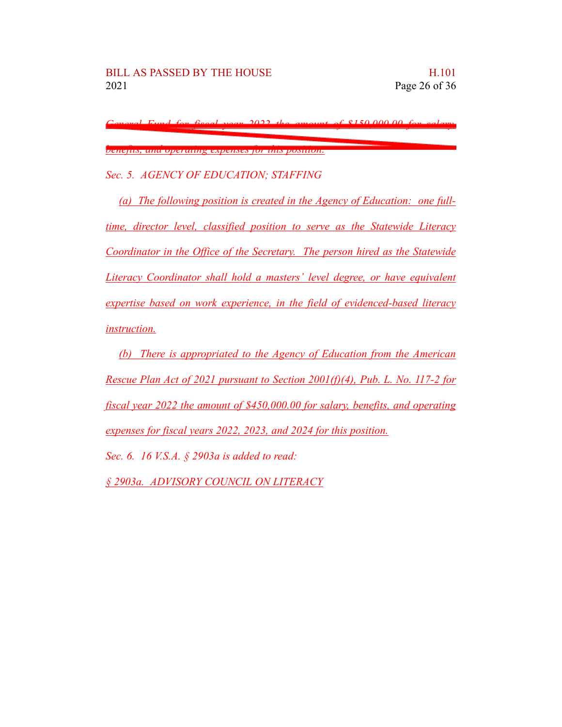~~General Fund for fiscal year 2022 the amount of $150,000.00 for salary, benefits, and operating expenses for this position.~~

*Sec. 5. AGENCY OF EDUCATION; STAFFING*

*(a) The following position is created in the Agency of Education: one full-time, director level, classified position to serve as the Statewide Literacy Coordinator in the Office of the Secretary. The person hired as the Statewide Literacy Coordinator shall hold a masters' level degree, or have equivalent expertise based on work experience, in the field of evidenced-based literacy instruction.*

*(b) There is appropriated to the Agency of Education from the American Rescue Plan Act of 2021 pursuant to Section 2001(f)(4), Pub. L. No. 117-2 for fiscal year 2022 the amount of $450,000.00 for salary, benefits, and operating expenses for fiscal years 2022, 2023, and 2024 for this position.*

*Sec. 6. 16 V.S.A. § 2903a is added to read:*

*§ 2903a. ADVISORY COUNCIL ON LITERACY*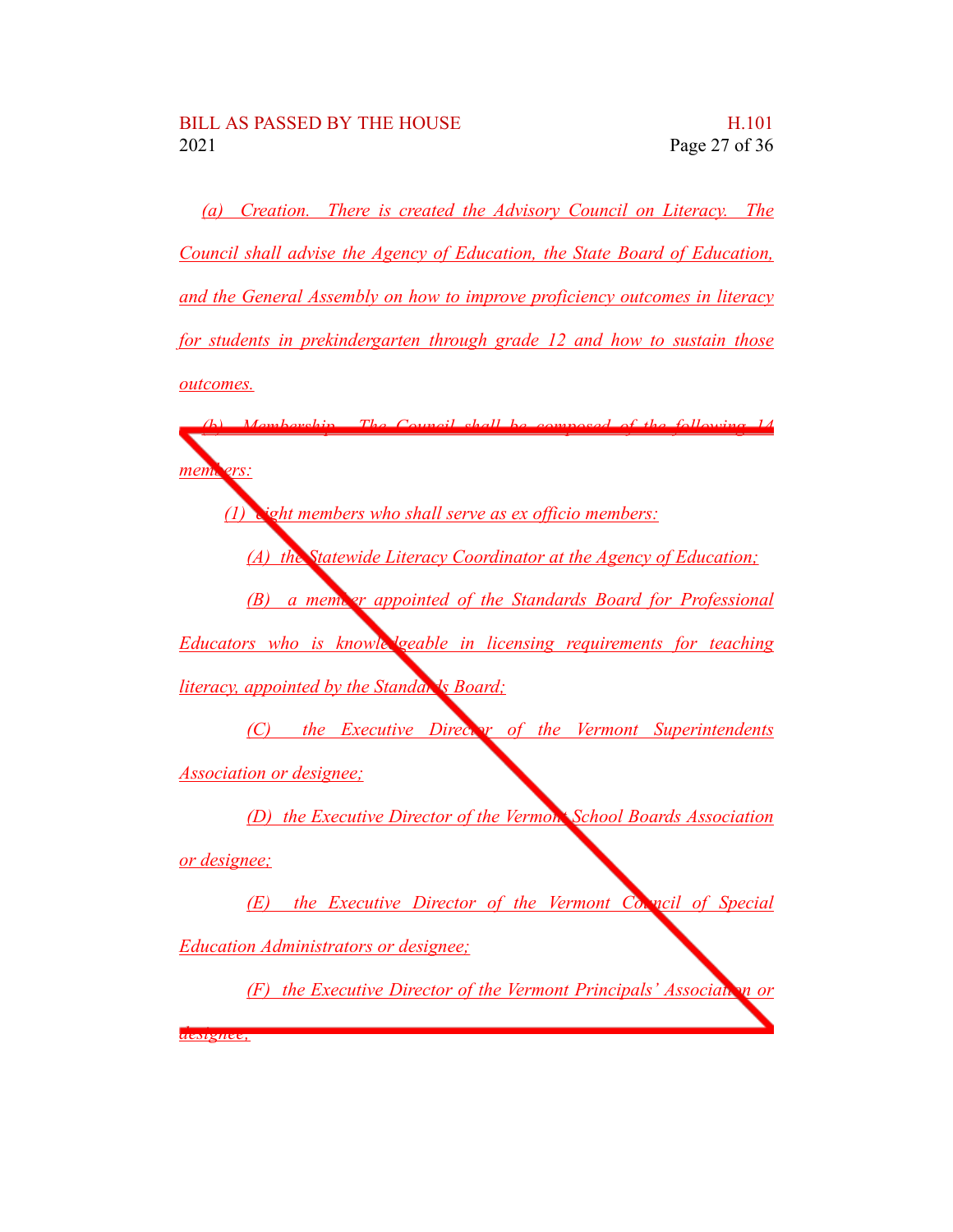*(a) Creation. There is created the Advisory Council on Literacy. The Council shall advise the Agency of Education, the State Board of Education, and the General Assembly on how to improve proficiency outcomes in literacy for students in prekindergarten through grade 12 and how to sustain those outcomes.*

*(b) Membership. The Council shall be composed of the following 14 members:*

*(1) eight members who shall serve as ex officio members:*

*(A) the Statewide Literacy Coordinator at the Agency of Education;*

*(B) a member appointed of the Standards Board for Professional Educators who is knowledgeable in licensing requirements for teaching literacy, appointed by the Standards Board;*

*(C) the Executive Director of the Vermont Superintendents Association or designee;*

*(D) the Executive Director of the Vermont School Boards Association or designee;*

*(E) the Executive Director of the Vermont Council of Special Education Administrators or designee;*

*(F) the Executive Director of the Vermont Principals' Association or designee;*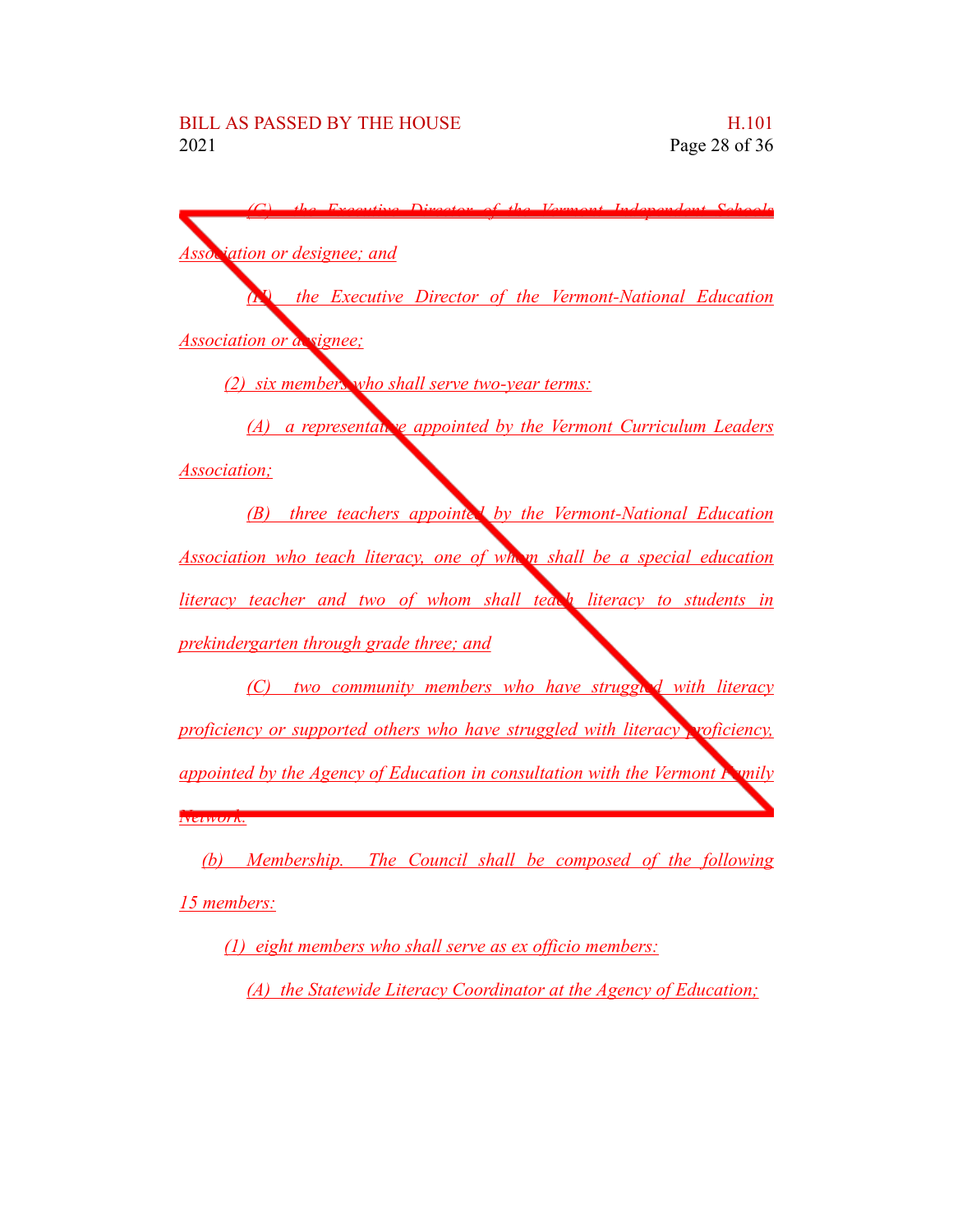*(C) the Executive Director of the Vermont Independent Schools Association or designee; and*

*(H) the Executive Director of the Vermont-National Education Association or designee;*

*(2) six members who shall serve two-year terms:*

*(A) a representative appointed by the Vermont Curriculum Leaders Association;*

*(B) three teachers appointed by the Vermont-National Education Association who teach literacy, one of whom shall be a special education literacy teacher and two of whom shall teach literacy to students in prekindergarten through grade three; and*

*(C) two community members who have struggled with literacy proficiency or supported others who have struggled with literacy proficiency, appointed by the Agency of Education in consultation with the Vermont Family Network.*

*(b) Membership. The Council shall be composed of the following 15 members:*

*(1) eight members who shall serve as ex officio members:*

*(A) the Statewide Literacy Coordinator at the Agency of Education;*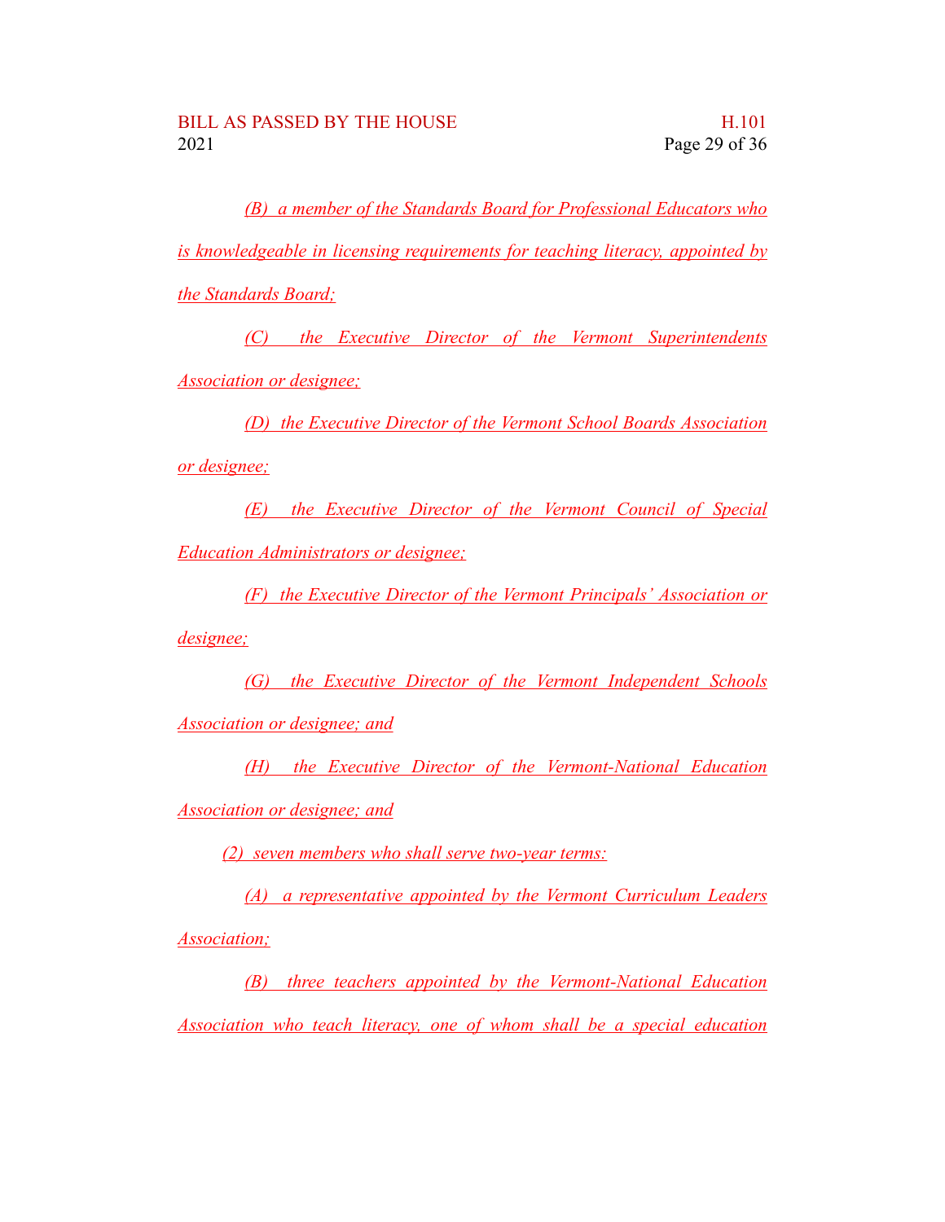(B) a member of the Standards Board for Professional Educators who is knowledgeable in licensing requirements for teaching literacy, appointed by the Standards Board;

(C) the Executive Director of the Vermont Superintendents Association or designee;

(D) the Executive Director of the Vermont School Boards Association or designee;

(E) the Executive Director of the Vermont Council of Special Education Administrators or designee;

(F) the Executive Director of the Vermont Principals' Association or designee;

(G) the Executive Director of the Vermont Independent Schools Association or designee; and

(H) the Executive Director of the Vermont-National Education Association or designee; and

(2) seven members who shall serve two-year terms:

(A) a representative appointed by the Vermont Curriculum Leaders Association;

(B) three teachers appointed by the Vermont-National Education Association who teach literacy, one of whom shall be a special education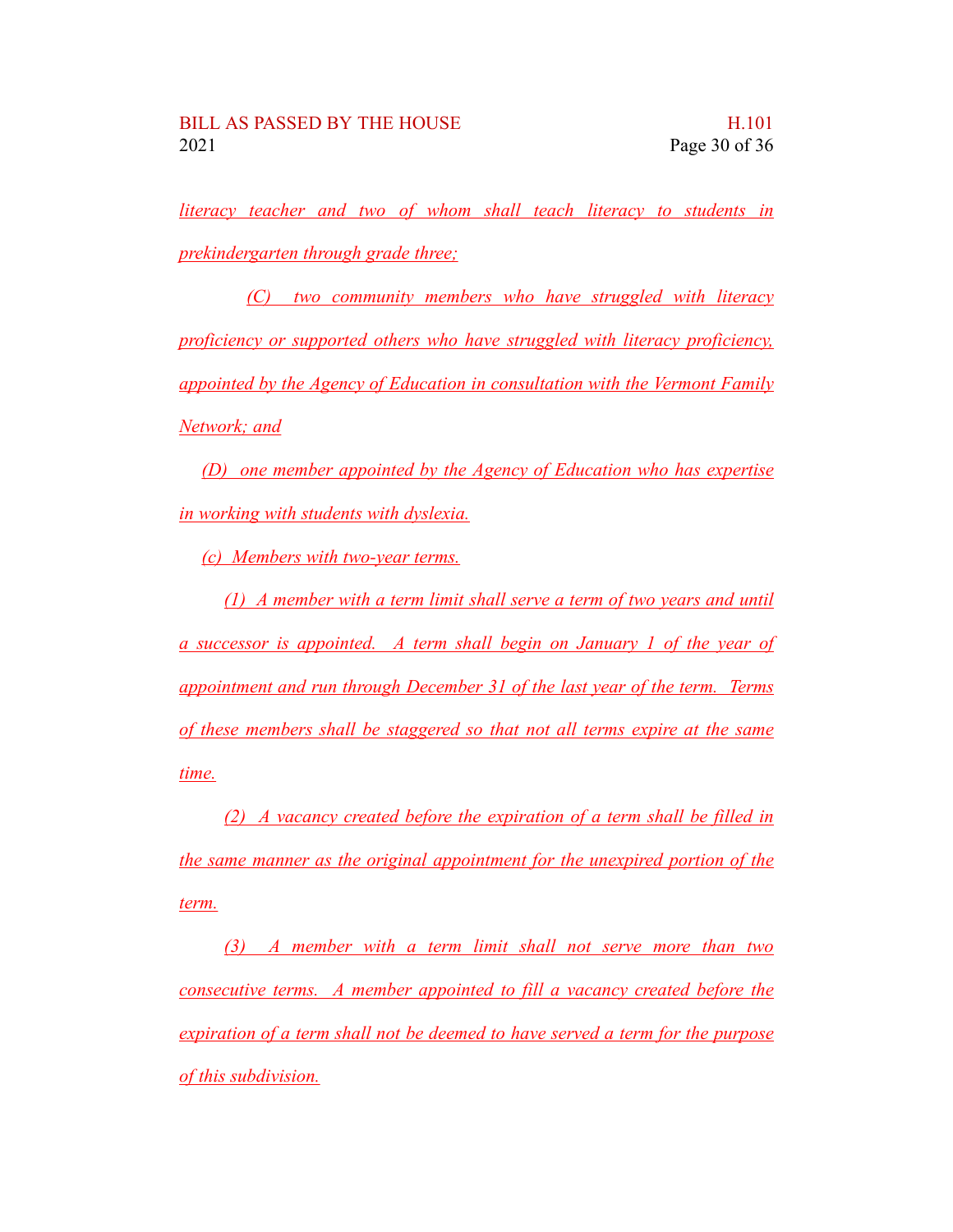literacy teacher and two of whom shall teach literacy to students in prekindergarten through grade three;

(C) two community members who have struggled with literacy proficiency or supported others who have struggled with literacy proficiency, appointed by the Agency of Education in consultation with the Vermont Family Network; and

(D) one member appointed by the Agency of Education who has expertise in working with students with dyslexia.

(c) Members with two-year terms.

(1) A member with a term limit shall serve a term of two years and until a successor is appointed. A term shall begin on January 1 of the year of appointment and run through December 31 of the last year of the term. Terms of these members shall be staggered so that not all terms expire at the same time.

(2) A vacancy created before the expiration of a term shall be filled in the same manner as the original appointment for the unexpired portion of the term.

(3) A member with a term limit shall not serve more than two consecutive terms. A member appointed to fill a vacancy created before the expiration of a term shall not be deemed to have served a term for the purpose of this subdivision.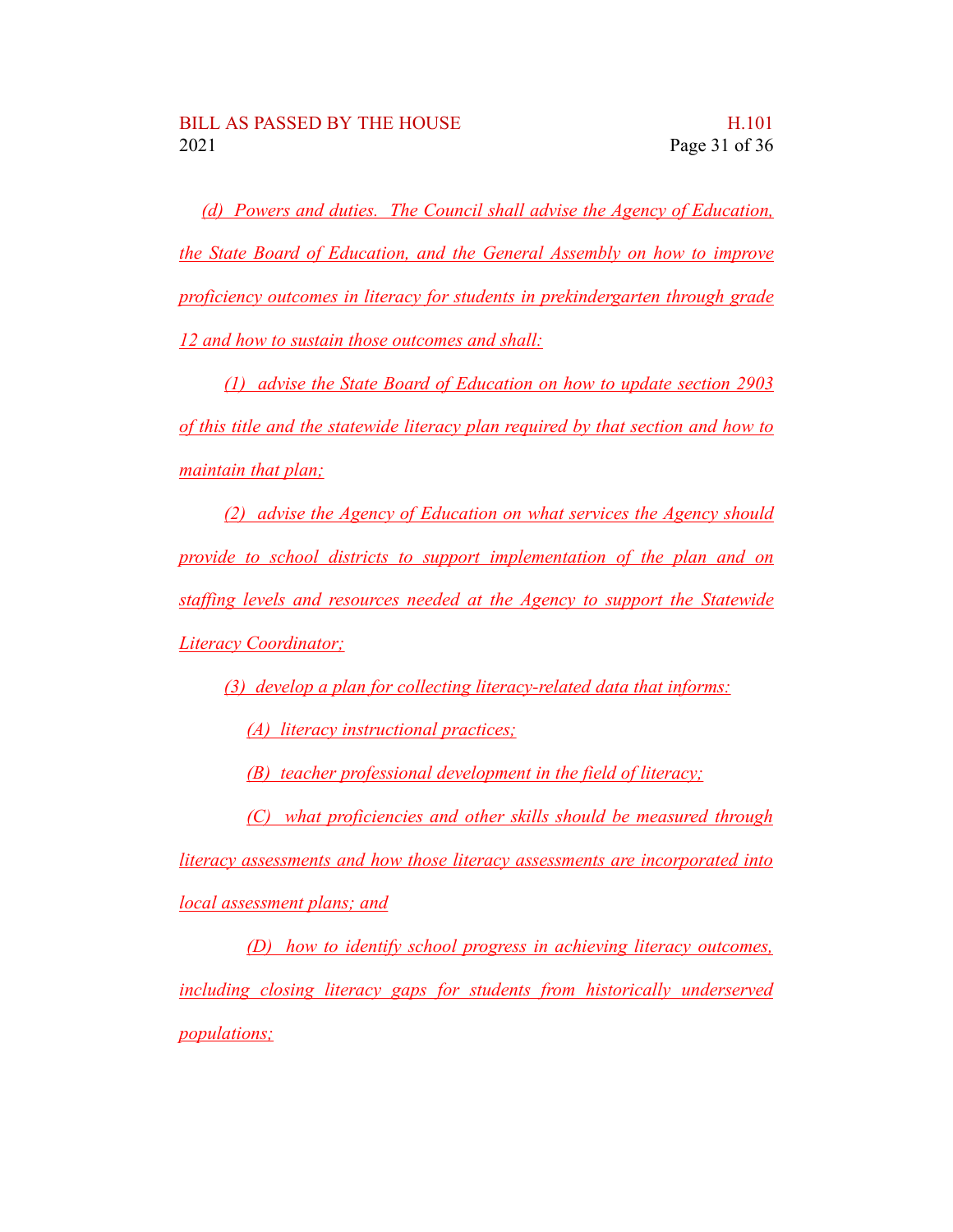(d) Powers and duties. The Council shall advise the Agency of Education, the State Board of Education, and the General Assembly on how to improve proficiency outcomes in literacy for students in prekindergarten through grade 12 and how to sustain those outcomes and shall:

(1) advise the State Board of Education on how to update section 2903 of this title and the statewide literacy plan required by that section and how to maintain that plan;

(2) advise the Agency of Education on what services the Agency should provide to school districts to support implementation of the plan and on staffing levels and resources needed at the Agency to support the Statewide Literacy Coordinator;

(3) develop a plan for collecting literacy-related data that informs:

(A) literacy instructional practices;

(B) teacher professional development in the field of literacy;

(C) what proficiencies and other skills should be measured through literacy assessments and how those literacy assessments are incorporated into local assessment plans; and

(D) how to identify school progress in achieving literacy outcomes, including closing literacy gaps for students from historically underserved populations;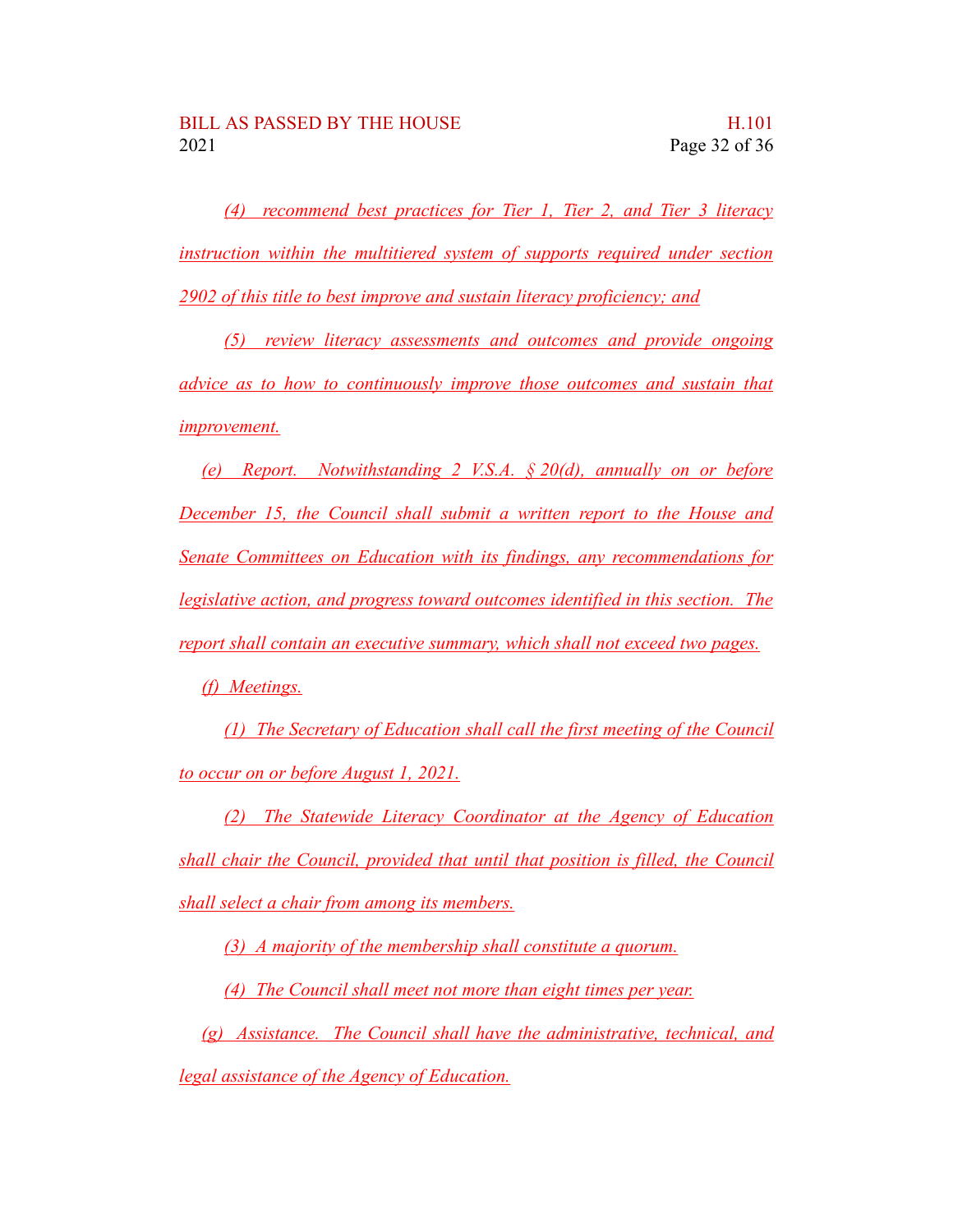(4) recommend best practices for Tier 1, Tier 2, and Tier 3 literacy instruction within the multitiered system of supports required under section 2902 of this title to best improve and sustain literacy proficiency; and

(5) review literacy assessments and outcomes and provide ongoing advice as to how to continuously improve those outcomes and sustain that improvement.

(e) Report. Notwithstanding 2 V.S.A. § 20(d), annually on or before December 15, the Council shall submit a written report to the House and Senate Committees on Education with its findings, any recommendations for legislative action, and progress toward outcomes identified in this section. The report shall contain an executive summary, which shall not exceed two pages.

(f) Meetings.

(1) The Secretary of Education shall call the first meeting of the Council to occur on or before August 1, 2021.

(2) The Statewide Literacy Coordinator at the Agency of Education shall chair the Council, provided that until that position is filled, the Council shall select a chair from among its members.

(3) A majority of the membership shall constitute a quorum.

(4) The Council shall meet not more than eight times per year.

(g) Assistance. The Council shall have the administrative, technical, and legal assistance of the Agency of Education.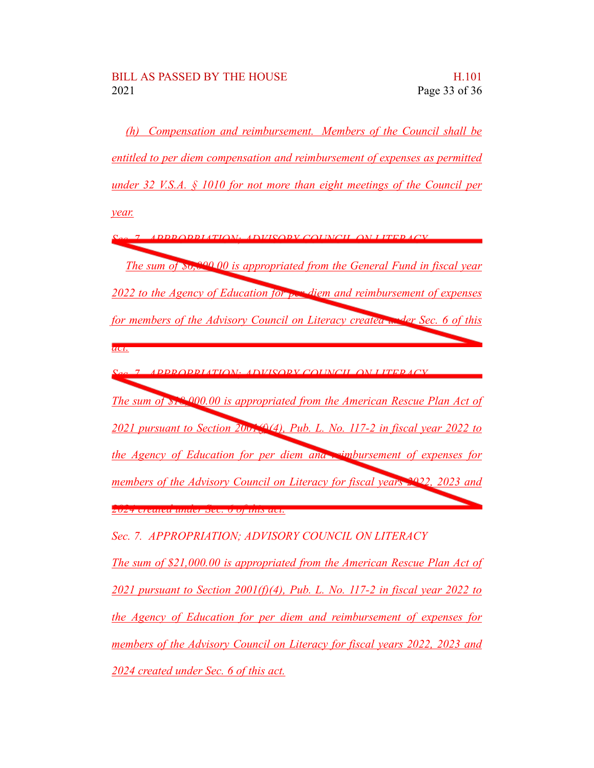*(h) Compensation and reimbursement. Members of the Council shall be entitled to per diem compensation and reimbursement of expenses as permitted under 32 V.S.A. § 1010 for not more than eight meetings of the Council per year.*

~~*Sec. 7. APPROPRIATION; ADVISORY COUNCIL ON LITERACY*~~

~~*The sum of $6,000.00 is appropriated from the General Fund in fiscal year 2022 to the Agency of Education for per diem and reimbursement of expenses for members of the Advisory Council on Literacy created under Sec. 6 of this act.*~~

~~*Sec. 7. APPROPRIATION; ADVISORY COUNCIL ON LITERACY*~~

~~*The sum of $18,000.00 is appropriated from the American Rescue Plan Act of 2021 pursuant to Section 2001(f)(4), Pub. L. No. 117-2 in fiscal year 2022 to the Agency of Education for per diem and reimbursement of expenses for members of the Advisory Council on Literacy for fiscal years 2022, 2023 and 2024 created under Sec. 6 of this act.*~~

*Sec. 7. APPROPRIATION; ADVISORY COUNCIL ON LITERACY*

*The sum of $21,000.00 is appropriated from the American Rescue Plan Act of 2021 pursuant to Section 2001(f)(4), Pub. L. No. 117-2 in fiscal year 2022 to the Agency of Education for per diem and reimbursement of expenses for members of the Advisory Council on Literacy for fiscal years 2022, 2023 and 2024 created under Sec. 6 of this act.*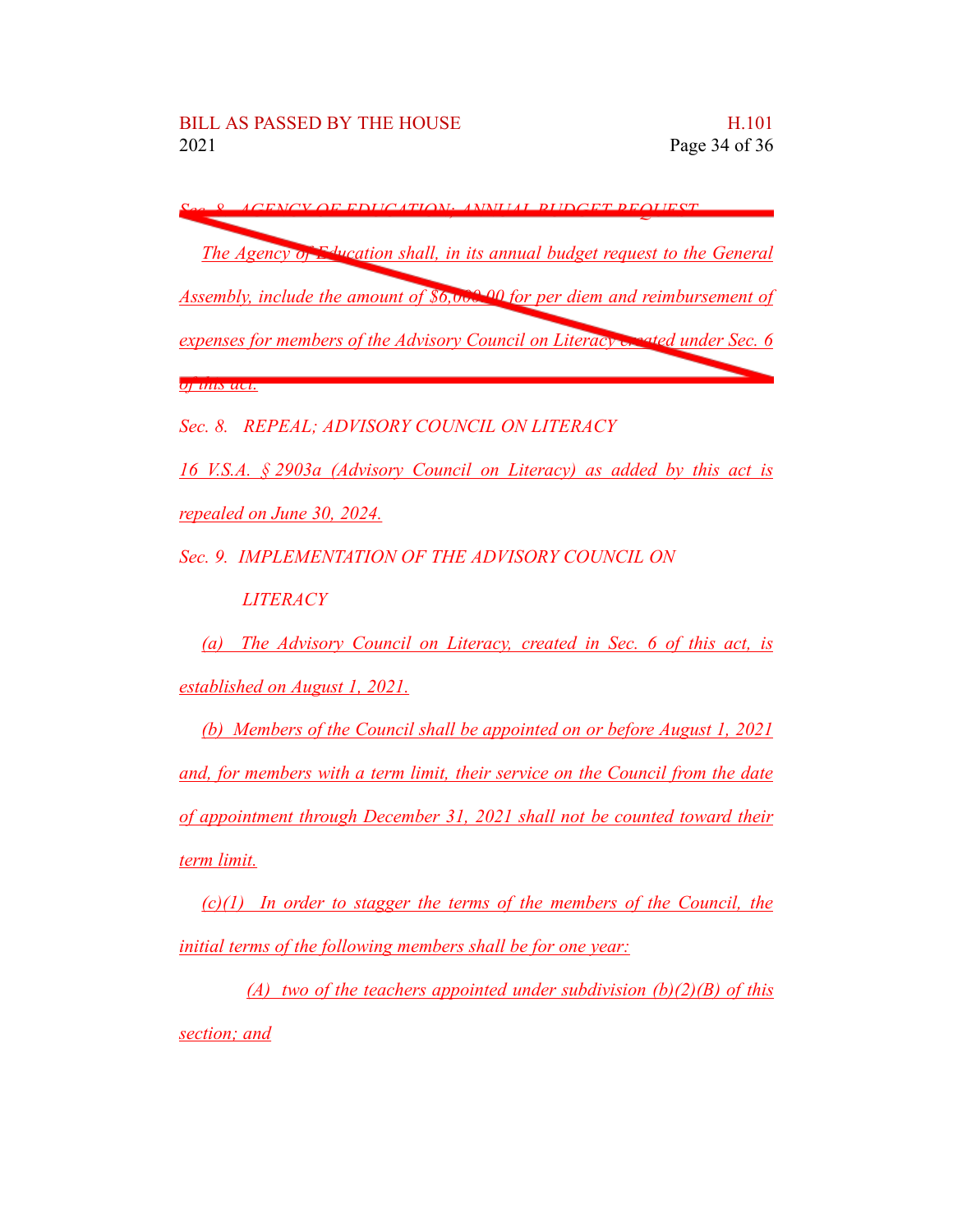~~*Sec. 8. AGENCY OF EDUCATION; ANNUAL BUDGET REQUEST*~~

~~*The Agency of Education shall, in its annual budget request to the General Assembly, include the amount of $6,000.00 for per diem and reimbursement of expenses for members of the Advisory Council on Literacy created under Sec. 6 of this act.*~~

*Sec. 8. REPEAL; ADVISORY COUNCIL ON LITERACY*

*16 V.S.A. § 2903a (Advisory Council on Literacy) as added by this act is repealed on June 30, 2024.*

*Sec. 9. IMPLEMENTATION OF THE ADVISORY COUNCIL ON LITERACY*

*(a) The Advisory Council on Literacy, created in Sec. 6 of this act, is established on August 1, 2021.*

*(b) Members of the Council shall be appointed on or before August 1, 2021 and, for members with a term limit, their service on the Council from the date of appointment through December 31, 2021 shall not be counted toward their term limit.*

*(c)(1) In order to stagger the terms of the members of the Council, the initial terms of the following members shall be for one year:*

*(A) two of the teachers appointed under subdivision (b)(2)(B) of this section; and*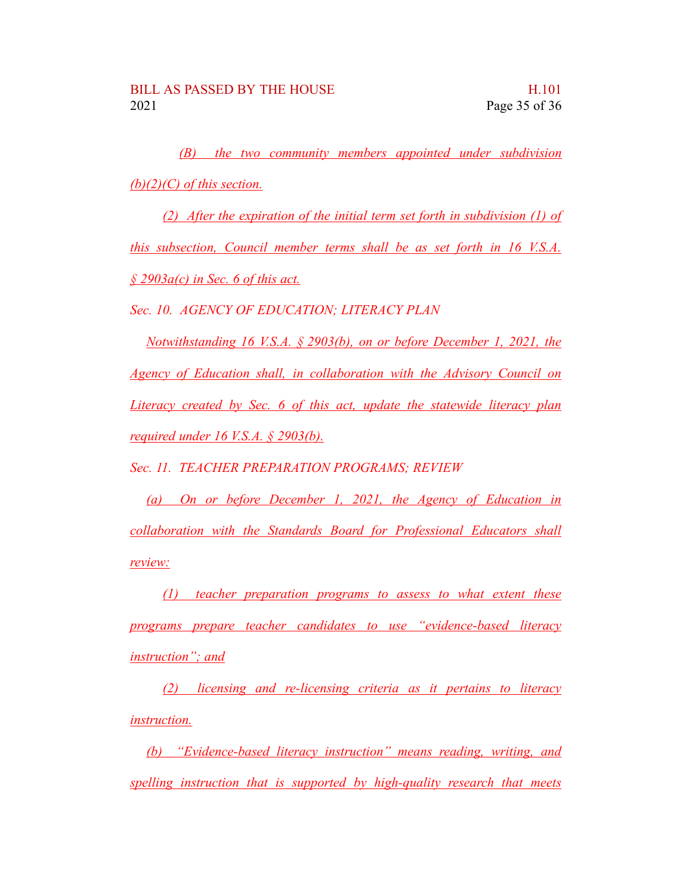(B) the two community members appointed under subdivision (b)(2)(C) of this section.

(2) After the expiration of the initial term set forth in subdivision (1) of this subsection, Council member terms shall be as set forth in 16 V.S.A. § 2903a(c) in Sec. 6 of this act.

Sec. 10. AGENCY OF EDUCATION; LITERACY PLAN

Notwithstanding 16 V.S.A. § 2903(b), on or before December 1, 2021, the Agency of Education shall, in collaboration with the Advisory Council on Literacy created by Sec. 6 of this act, update the statewide literacy plan required under 16 V.S.A. § 2903(b).

Sec. 11. TEACHER PREPARATION PROGRAMS; REVIEW

(a) On or before December 1, 2021, the Agency of Education in collaboration with the Standards Board for Professional Educators shall review:

(1) teacher preparation programs to assess to what extent these programs prepare teacher candidates to use "evidence-based literacy instruction"; and

(2) licensing and re-licensing criteria as it pertains to literacy instruction.

(b) "Evidence-based literacy instruction" means reading, writing, and spelling instruction that is supported by high-quality research that meets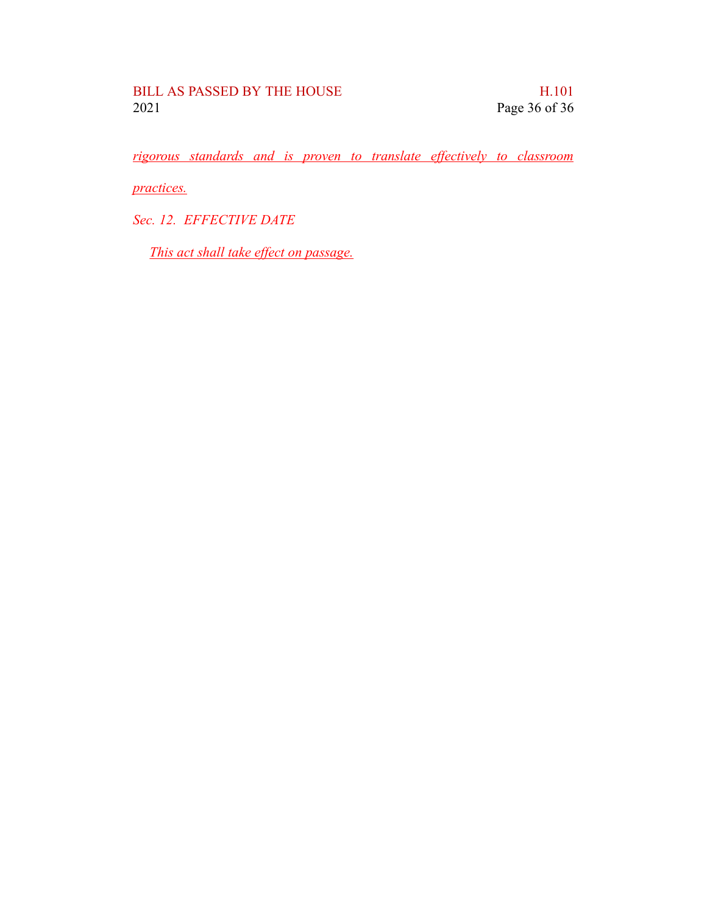*rigorous standards and is proven to translate effectively to classroom practices.*

*Sec. 12. EFFECTIVE DATE*

*This act shall take effect on passage.*